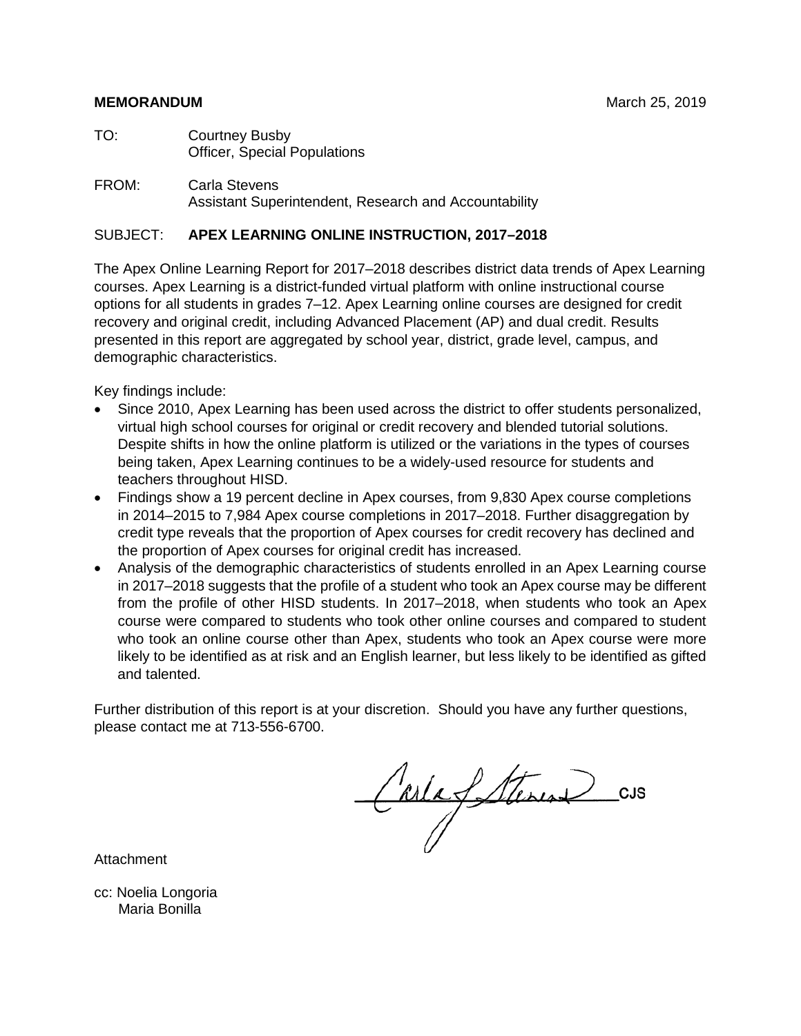**MEMORANDUM** March 25, 2019

TO: Courtney Busby
Officer, Special Populations

FROM: Carla Stevens
Assistant Superintendent, Research and Accountability

SUBJECT: **APEX LEARNING ONLINE INSTRUCTION, 2017–2018**

The Apex Online Learning Report for 2017–2018 describes district data trends of Apex Learning courses. Apex Learning is a district-funded virtual platform with online instructional course options for all students in grades 7–12. Apex Learning online courses are designed for credit recovery and original credit, including Advanced Placement (AP) and dual credit. Results presented in this report are aggregated by school year, district, grade level, campus, and demographic characteristics.

Key findings include:

- Since 2010, Apex Learning has been used across the district to offer students personalized, virtual high school courses for original or credit recovery and blended tutorial solutions. Despite shifts in how the online platform is utilized or the variations in the types of courses being taken, Apex Learning continues to be a widely-used resource for students and teachers throughout HISD.
- Findings show a 19 percent decline in Apex courses, from 9,830 Apex course completions in 2014–2015 to 7,984 Apex course completions in 2017–2018. Further disaggregation by credit type reveals that the proportion of Apex courses for credit recovery has declined and the proportion of Apex courses for original credit has increased.
- Analysis of the demographic characteristics of students enrolled in an Apex Learning course in 2017–2018 suggests that the profile of a student who took an Apex course may be different from the profile of other HISD students. In 2017–2018, when students who took an Apex course were compared to students who took other online courses and compared to student who took an online course other than Apex, students who took an Apex course were more likely to be identified as at risk and an English learner, but less likely to be identified as gifted and talented.

Further distribution of this report is at your discretion. Should you have any further questions, please contact me at 713-556-6700.

Carla J. Stevens CJS

Attachment

cc: Noelia Longoria
Maria Bonilla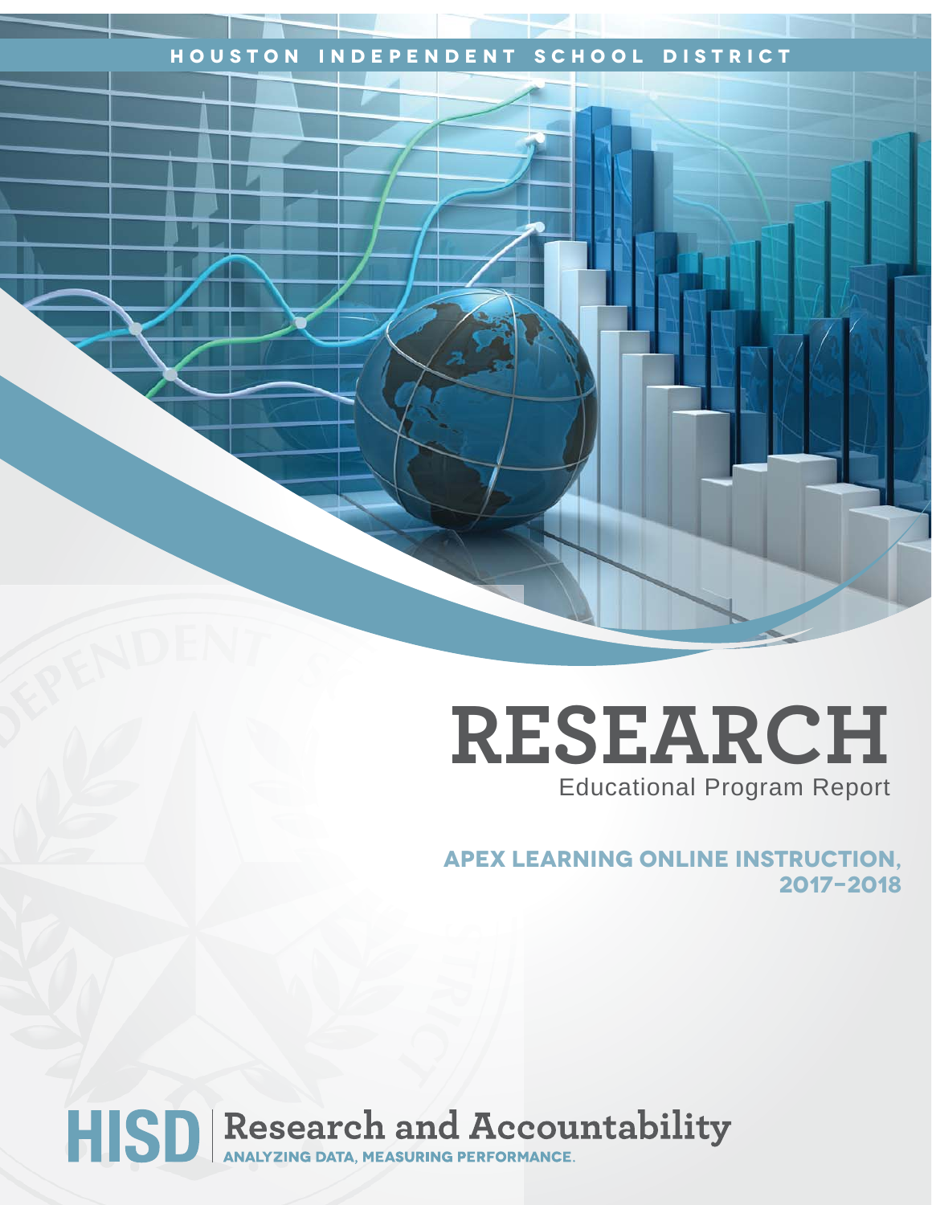HOUSTON INDEPENDENT SCHOOL DISTRICT

# RESEARCH

Educational Program Report

## APEX LEARNING ONLINE INSTRUCTION, 2017–2018

HISD | Research and Accountability

ANALYZING DATA, MEASURING PERFORMANCE.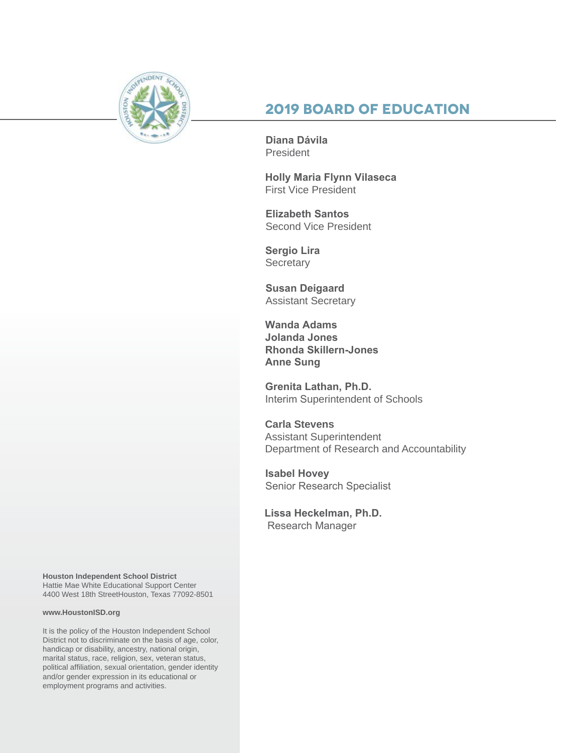# 2019 BOARD OF EDUCATION

**Diana Dávila**
President

**Holly Maria Flynn Vilaseca**
First Vice President

**Elizabeth Santos**
Second Vice President

**Sergio Lira**
Secretary

**Susan Deigaard**
Assistant Secretary

**Wanda Adams**
**Jolanda Jones**
**Rhonda Skillern-Jones**
**Anne Sung**

**Grenita Lathan, Ph.D.**
Interim Superintendent of Schools

**Carla Stevens**
Assistant Superintendent
Department of Research and Accountability

**Isabel Hovey**
Senior Research Specialist

**Lissa Heckelman, Ph.D.**
Research Manager

**Houston Independent School District**
Hattie Mae White Educational Support Center
4400 West 18th StreetHouston, Texas 77092-8501

**www.HoustonISD.org**

It is the policy of the Houston Independent School District not to discriminate on the basis of age, color, handicap or disability, ancestry, national origin, marital status, race, religion, sex, veteran status, political affiliation, sexual orientation, gender identity and/or gender expression in its educational or employment programs and activities.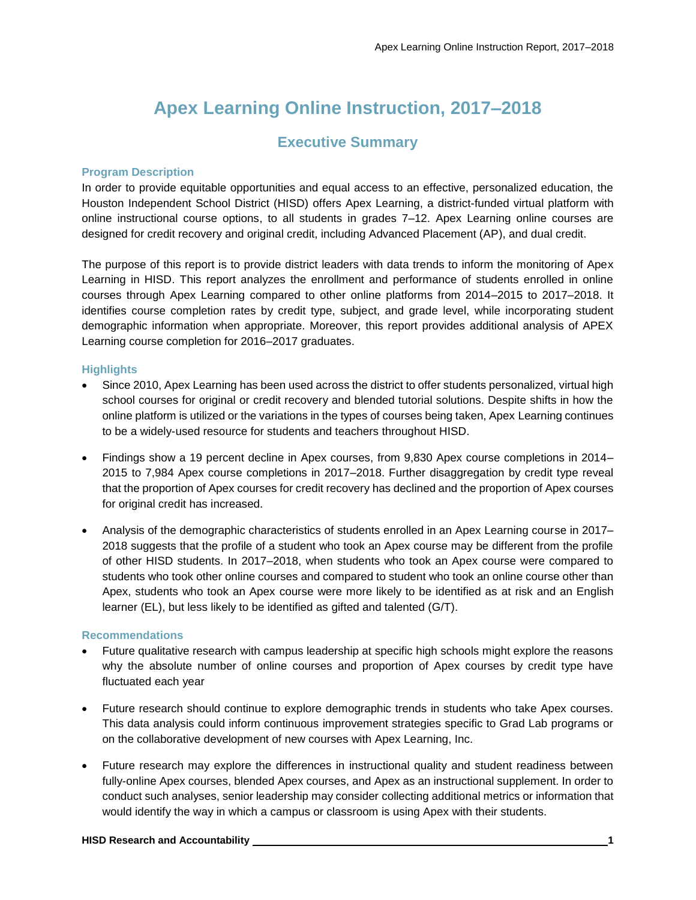# Apex Learning Online Instruction, 2017–2018

## Executive Summary

### Program Description

In order to provide equitable opportunities and equal access to an effective, personalized education, the Houston Independent School District (HISD) offers Apex Learning, a district-funded virtual platform with online instructional course options, to all students in grades 7–12. Apex Learning online courses are designed for credit recovery and original credit, including Advanced Placement (AP), and dual credit.

The purpose of this report is to provide district leaders with data trends to inform the monitoring of Apex Learning in HISD. This report analyzes the enrollment and performance of students enrolled in online courses through Apex Learning compared to other online platforms from 2014–2015 to 2017–2018. It identifies course completion rates by credit type, subject, and grade level, while incorporating student demographic information when appropriate. Moreover, this report provides additional analysis of APEX Learning course completion for 2016–2017 graduates.

### Highlights

- Since 2010, Apex Learning has been used across the district to offer students personalized, virtual high school courses for original or credit recovery and blended tutorial solutions. Despite shifts in how the online platform is utilized or the variations in the types of courses being taken, Apex Learning continues to be a widely-used resource for students and teachers throughout HISD.

- Findings show a 19 percent decline in Apex courses, from 9,830 Apex course completions in 2014–2015 to 7,984 Apex course completions in 2017–2018. Further disaggregation by credit type reveal that the proportion of Apex courses for credit recovery has declined and the proportion of Apex courses for original credit has increased.

- Analysis of the demographic characteristics of students enrolled in an Apex Learning course in 2017–2018 suggests that the profile of a student who took an Apex course may be different from the profile of other HISD students. In 2017–2018, when students who took an Apex course were compared to students who took other online courses and compared to student who took an online course other than Apex, students who took an Apex course were more likely to be identified as at risk and an English learner (EL), but less likely to be identified as gifted and talented (G/T).

### Recommendations

- Future qualitative research with campus leadership at specific high schools might explore the reasons why the absolute number of online courses and proportion of Apex courses by credit type have fluctuated each year

- Future research should continue to explore demographic trends in students who take Apex courses. This data analysis could inform continuous improvement strategies specific to Grad Lab programs or on the collaborative development of new courses with Apex Learning, Inc.

- Future research may explore the differences in instructional quality and student readiness between fully-online Apex courses, blended Apex courses, and Apex as an instructional supplement. In order to conduct such analyses, senior leadership may consider collecting additional metrics or information that would identify the way in which a campus or classroom is using Apex with their students.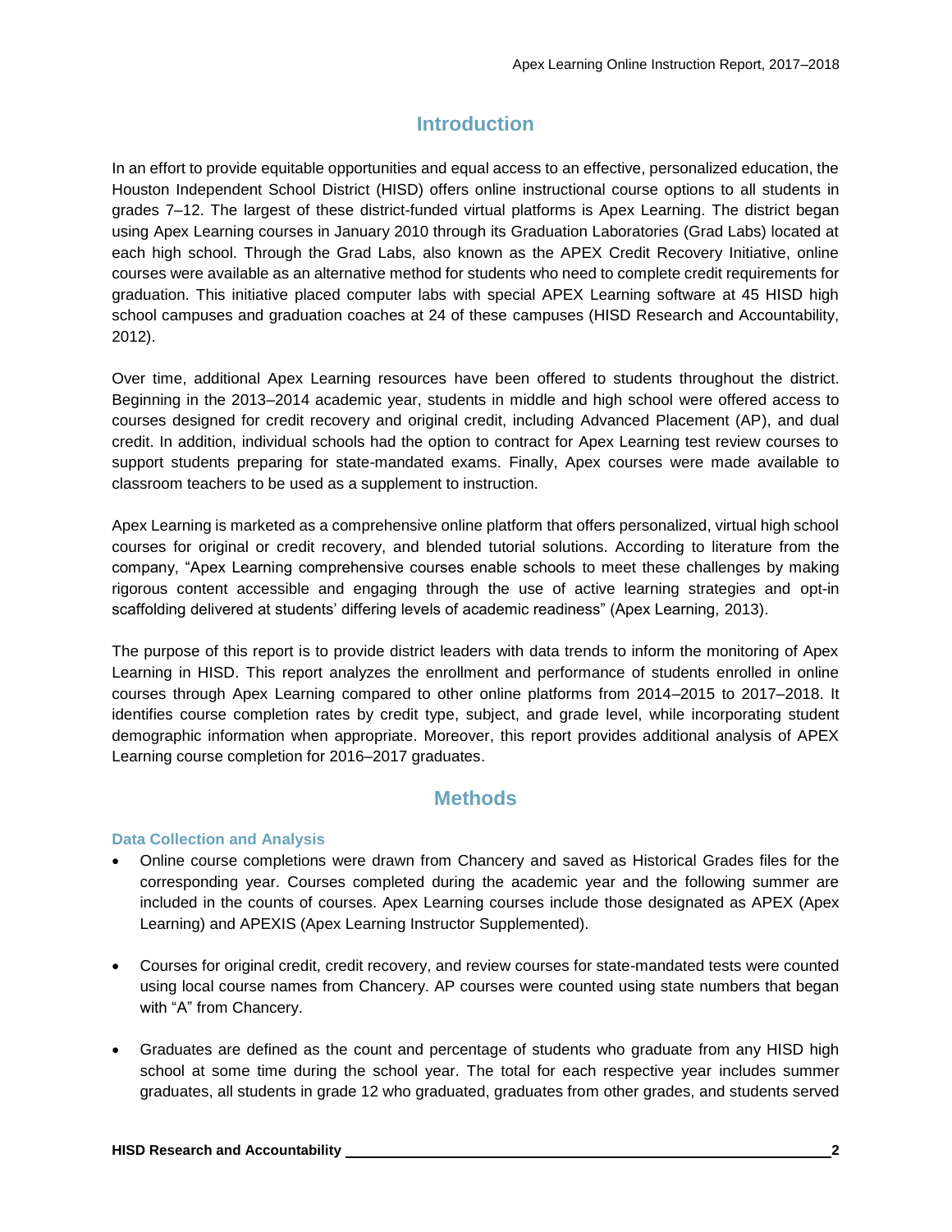## Introduction

In an effort to provide equitable opportunities and equal access to an effective, personalized education, the Houston Independent School District (HISD) offers online instructional course options to all students in grades 7–12. The largest of these district-funded virtual platforms is Apex Learning. The district began using Apex Learning courses in January 2010 through its Graduation Laboratories (Grad Labs) located at each high school. Through the Grad Labs, also known as the APEX Credit Recovery Initiative, online courses were available as an alternative method for students who need to complete credit requirements for graduation. This initiative placed computer labs with special APEX Learning software at 45 HISD high school campuses and graduation coaches at 24 of these campuses (HISD Research and Accountability, 2012).

Over time, additional Apex Learning resources have been offered to students throughout the district. Beginning in the 2013–2014 academic year, students in middle and high school were offered access to courses designed for credit recovery and original credit, including Advanced Placement (AP), and dual credit. In addition, individual schools had the option to contract for Apex Learning test review courses to support students preparing for state-mandated exams. Finally, Apex courses were made available to classroom teachers to be used as a supplement to instruction.

Apex Learning is marketed as a comprehensive online platform that offers personalized, virtual high school courses for original or credit recovery, and blended tutorial solutions. According to literature from the company, "Apex Learning comprehensive courses enable schools to meet these challenges by making rigorous content accessible and engaging through the use of active learning strategies and opt-in scaffolding delivered at students' differing levels of academic readiness" (Apex Learning, 2013).

The purpose of this report is to provide district leaders with data trends to inform the monitoring of Apex Learning in HISD. This report analyzes the enrollment and performance of students enrolled in online courses through Apex Learning compared to other online platforms from 2014–2015 to 2017–2018. It identifies course completion rates by credit type, subject, and grade level, while incorporating student demographic information when appropriate. Moreover, this report provides additional analysis of APEX Learning course completion for 2016–2017 graduates.

## Methods

### Data Collection and Analysis

- Online course completions were drawn from Chancery and saved as Historical Grades files for the corresponding year. Courses completed during the academic year and the following summer are included in the counts of courses. Apex Learning courses include those designated as APEX (Apex Learning) and APEXIS (Apex Learning Instructor Supplemented).

- Courses for original credit, credit recovery, and review courses for state-mandated tests were counted using local course names from Chancery. AP courses were counted using state numbers that began with "A" from Chancery.

- Graduates are defined as the count and percentage of students who graduate from any HISD high school at some time during the school year. The total for each respective year includes summer graduates, all students in grade 12 who graduated, graduates from other grades, and students served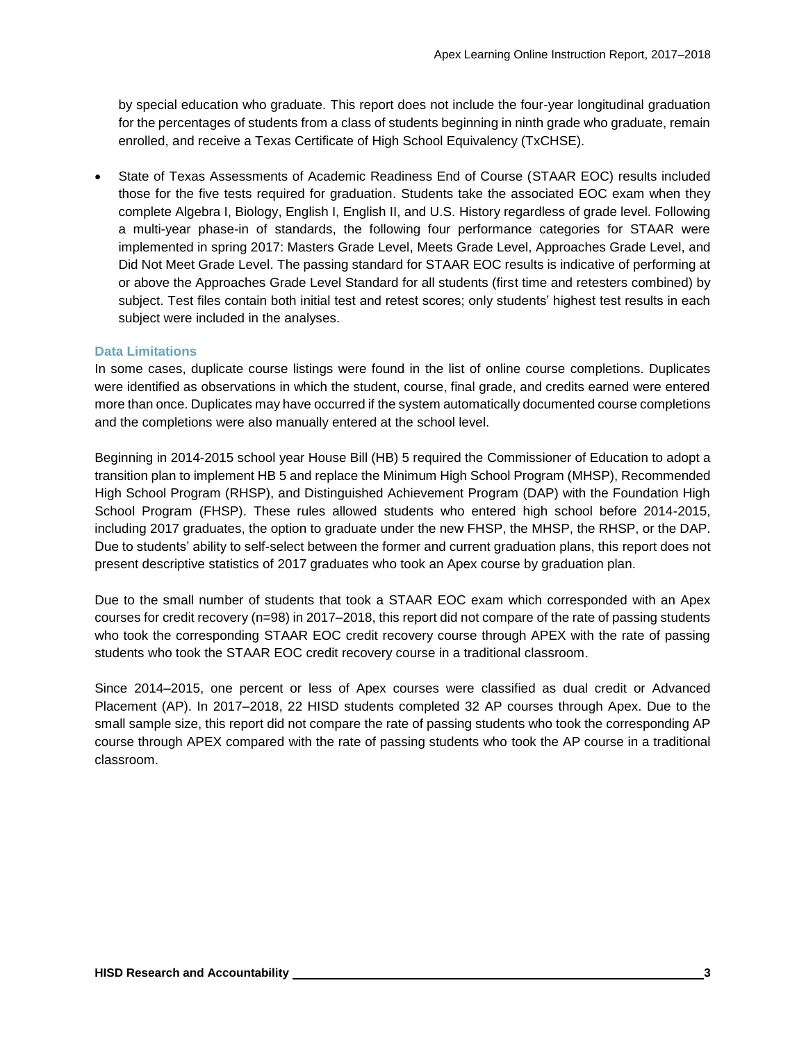by special education who graduate. This report does not include the four-year longitudinal graduation for the percentages of students from a class of students beginning in ninth grade who graduate, remain enrolled, and receive a Texas Certificate of High School Equivalency (TxCHSE).

- State of Texas Assessments of Academic Readiness End of Course (STAAR EOC) results included those for the five tests required for graduation. Students take the associated EOC exam when they complete Algebra I, Biology, English I, English II, and U.S. History regardless of grade level. Following a multi-year phase-in of standards, the following four performance categories for STAAR were implemented in spring 2017: Masters Grade Level, Meets Grade Level, Approaches Grade Level, and Did Not Meet Grade Level. The passing standard for STAAR EOC results is indicative of performing at or above the Approaches Grade Level Standard for all students (first time and retesters combined) by subject. Test files contain both initial test and retest scores; only students' highest test results in each subject were included in the analyses.

### Data Limitations

In some cases, duplicate course listings were found in the list of online course completions. Duplicates were identified as observations in which the student, course, final grade, and credits earned were entered more than once. Duplicates may have occurred if the system automatically documented course completions and the completions were also manually entered at the school level.

Beginning in 2014-2015 school year House Bill (HB) 5 required the Commissioner of Education to adopt a transition plan to implement HB 5 and replace the Minimum High School Program (MHSP), Recommended High School Program (RHSP), and Distinguished Achievement Program (DAP) with the Foundation High School Program (FHSP). These rules allowed students who entered high school before 2014-2015, including 2017 graduates, the option to graduate under the new FHSP, the MHSP, the RHSP, or the DAP. Due to students' ability to self-select between the former and current graduation plans, this report does not present descriptive statistics of 2017 graduates who took an Apex course by graduation plan.

Due to the small number of students that took a STAAR EOC exam which corresponded with an Apex courses for credit recovery (n=98) in 2017–2018, this report did not compare of the rate of passing students who took the corresponding STAAR EOC credit recovery course through APEX with the rate of passing students who took the STAAR EOC credit recovery course in a traditional classroom.

Since 2014–2015, one percent or less of Apex courses were classified as dual credit or Advanced Placement (AP). In 2017–2018, 22 HISD students completed 32 AP courses through Apex. Due to the small sample size, this report did not compare the rate of passing students who took the corresponding AP course through APEX compared with the rate of passing students who took the AP course in a traditional classroom.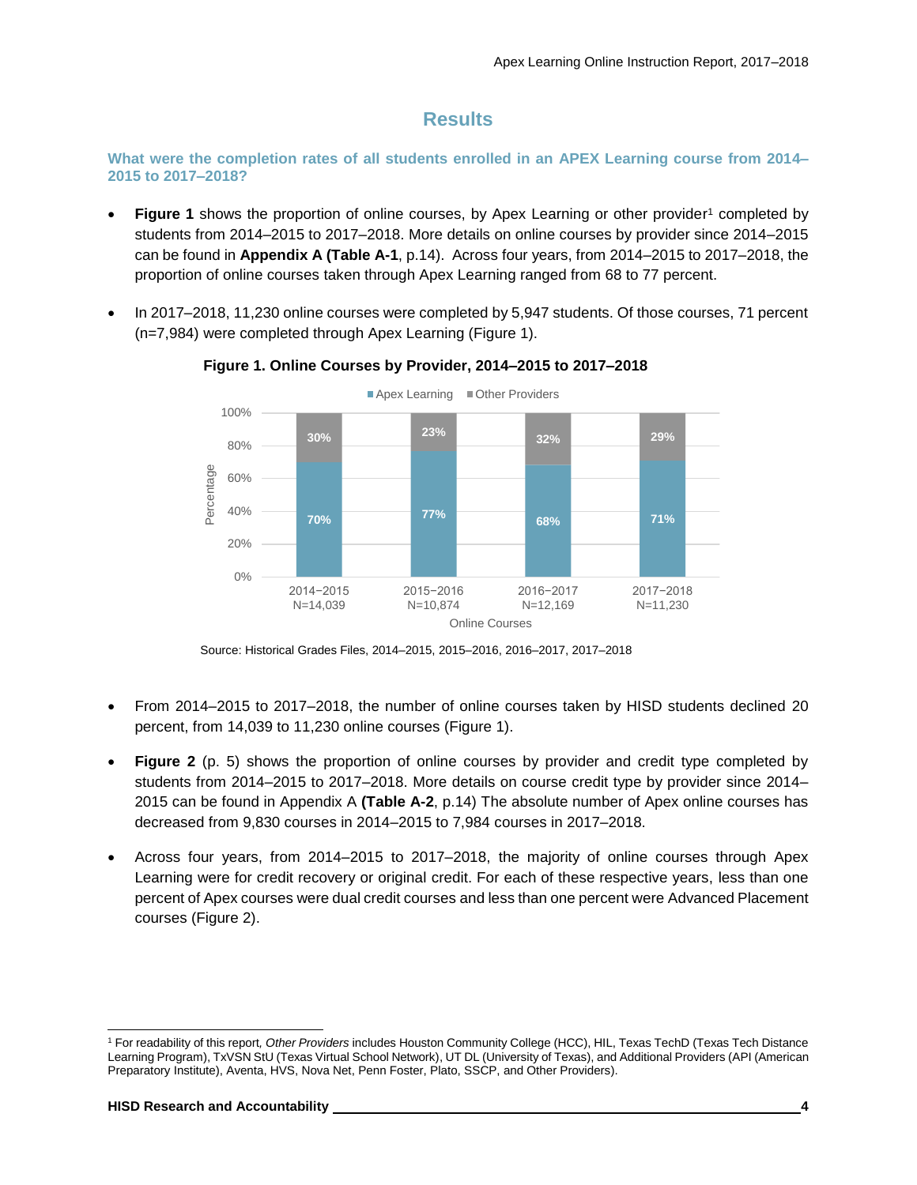## Results

### What were the completion rates of all students enrolled in an APEX Learning course from 2014–2015 to 2017–2018?

- **Figure 1** shows the proportion of online courses, by Apex Learning or other provider[1] completed by students from 2014–2015 to 2017–2018. More details on online courses by provider since 2014–2015 can be found in **Appendix A (Table A-1**, p.14). Across four years, from 2014–2015 to 2017–2018, the proportion of online courses taken through Apex Learning ranged from 68 to 77 percent.
- In 2017–2018, 11,230 online courses were completed by 5,947 students. Of those courses, 71 percent (n=7,984) were completed through Apex Learning (Figure 1).

**Figure 1. Online Courses by Provider, 2014–2015 to 2017–2018**

| Online Courses | Apex Learning | Other Providers |
|---|---|---|
| 2014–2015 N=14,039 | 70% | 30% |
| 2015–2016 N=10,874 | 77% | 23% |
| 2016–2017 N=12,169 | 68% | 32% |
| 2017–2018 N=11,230 | 71% | 29% |

Source: Historical Grades Files, 2014–2015, 2015–2016, 2016–2017, 2017–2018

- From 2014–2015 to 2017–2018, the number of online courses taken by HISD students declined 20 percent, from 14,039 to 11,230 online courses (Figure 1).
- **Figure 2** (p. 5) shows the proportion of online courses by provider and credit type completed by students from 2014–2015 to 2017–2018. More details on course credit type by provider since 2014–2015 can be found in Appendix A **(Table A-2**, p.14) The absolute number of Apex online courses has decreased from 9,830 courses in 2014–2015 to 7,984 courses in 2017–2018.
- Across four years, from 2014–2015 to 2017–2018, the majority of online courses through Apex Learning were for credit recovery or original credit. For each of these respective years, less than one percent of Apex courses were dual credit courses and less than one percent were Advanced Placement courses (Figure 2).

---

[1] For readability of this report, *Other Providers* includes Houston Community College (HCC), HIL, Texas TechD (Texas Tech Distance Learning Program), TxVSN StU (Texas Virtual School Network), UT DL (University of Texas), and Additional Providers (API (American Preparatory Institute), Aventa, HVS, Nova Net, Penn Foster, Plato, SSCP, and Other Providers).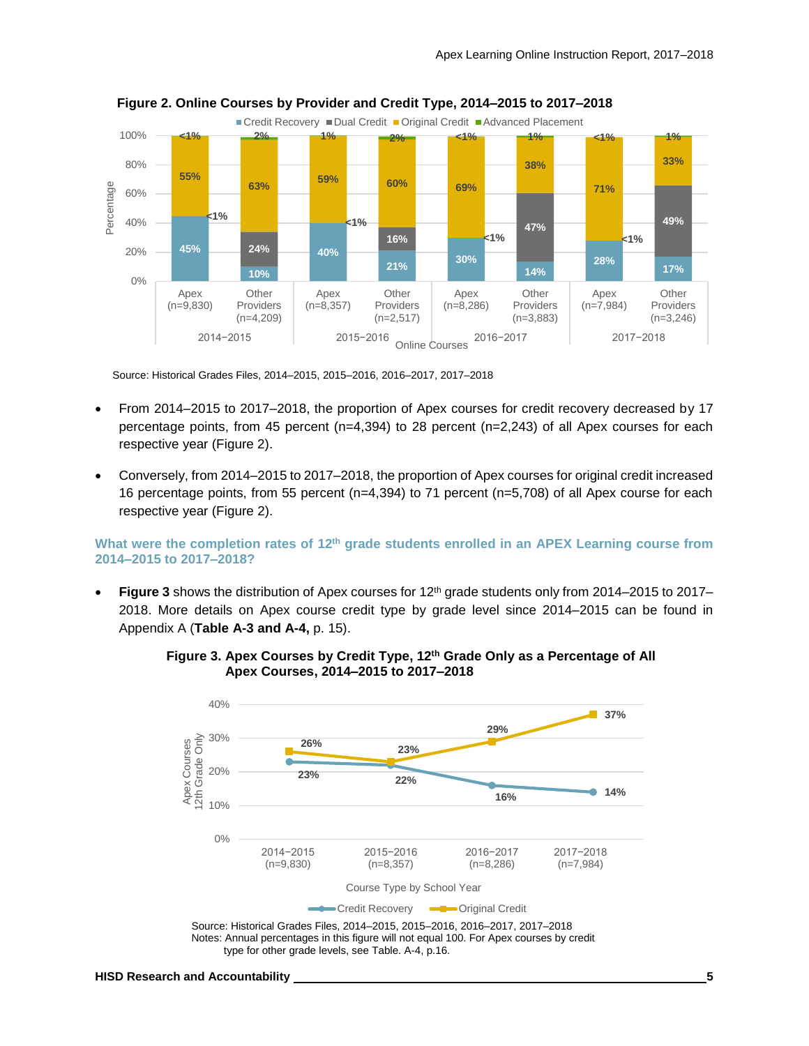**Figure 2. Online Courses by Provider and Credit Type, 2014–2015 to 2017–2018**

Source: Historical Grades Files, 2014–2015, 2015–2016, 2016–2017, 2017–2018

- From 2014–2015 to 2017–2018, the proportion of Apex courses for credit recovery decreased by 17 percentage points, from 45 percent (n=4,394) to 28 percent (n=2,243) of all Apex courses for each respective year (Figure 2).
- Conversely, from 2014–2015 to 2017–2018, the proportion of Apex courses for original credit increased 16 percentage points, from 55 percent (n=4,394) to 71 percent (n=5,708) of all Apex course for each respective year (Figure 2).

### What were the completion rates of 12th grade students enrolled in an APEX Learning course from 2014–2015 to 2017–2018?

- **Figure 3** shows the distribution of Apex courses for 12th grade students only from 2014–2015 to 2017–2018. More details on Apex course credit type by grade level since 2014–2015 can be found in Appendix A (**Table A-3 and A-4,** p. 15).

**Figure 3. Apex Courses by Credit Type, 12th Grade Only as a Percentage of All Apex Courses, 2014–2015 to 2017–2018**

Source: Historical Grades Files, 2014–2015, 2015–2016, 2016–2017, 2017–2018
Notes: Annual percentages in this figure will not equal 100. For Apex courses by credit type for other grade levels, see Table. A-4, p.16.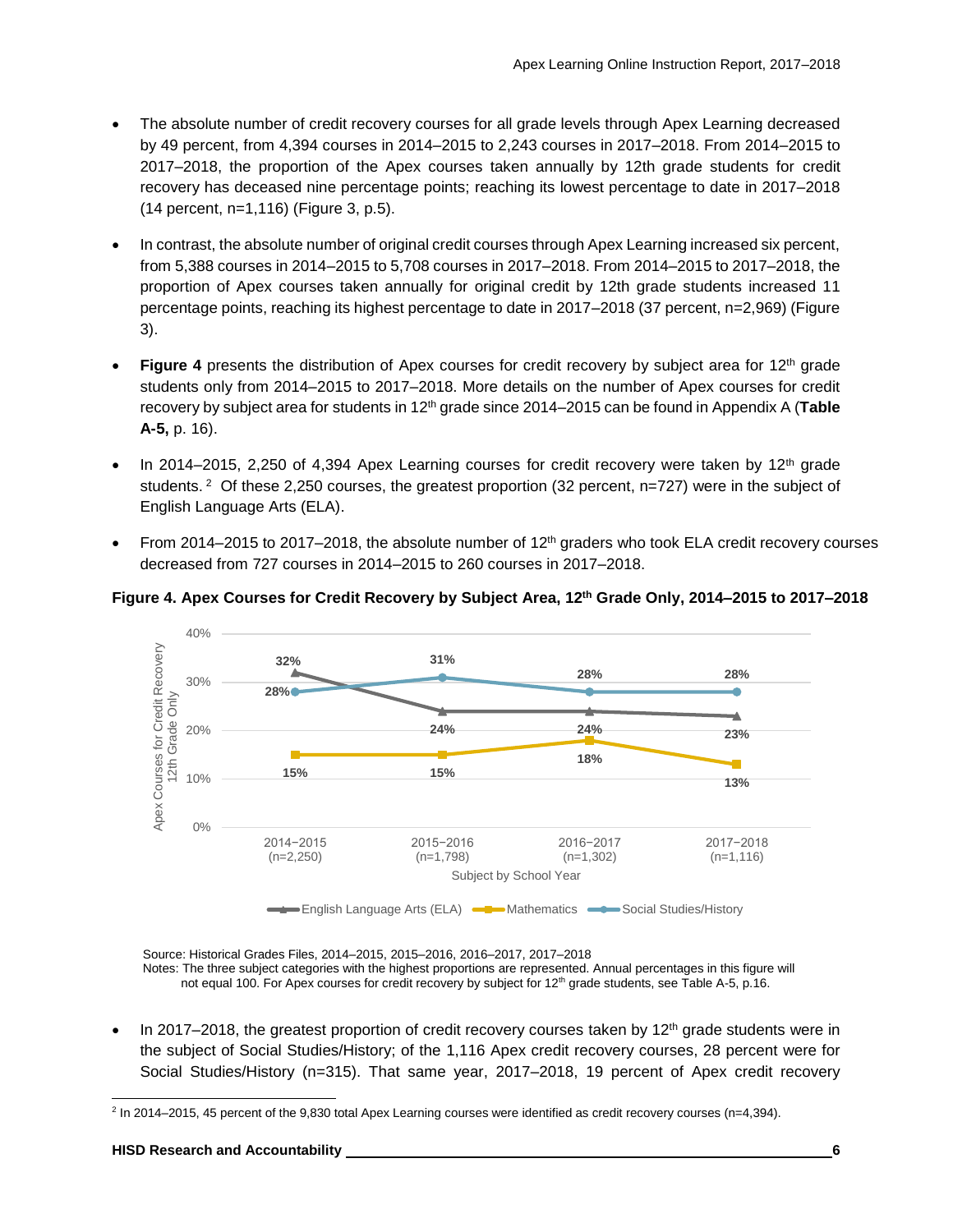- The absolute number of credit recovery courses for all grade levels through Apex Learning decreased by 49 percent, from 4,394 courses in 2014–2015 to 2,243 courses in 2017–2018. From 2014–2015 to 2017–2018, the proportion of the Apex courses taken annually by 12th grade students for credit recovery has deceased nine percentage points; reaching its lowest percentage to date in 2017–2018 (14 percent, n=1,116) (Figure 3, p.5).

- In contrast, the absolute number of original credit courses through Apex Learning increased six percent, from 5,388 courses in 2014–2015 to 5,708 courses in 2017–2018. From 2014–2015 to 2017–2018, the proportion of Apex courses taken annually for original credit by 12th grade students increased 11 percentage points, reaching its highest percentage to date in 2017–2018 (37 percent, n=2,969) (Figure 3).

- **Figure 4** presents the distribution of Apex courses for credit recovery by subject area for 12th grade students only from 2014–2015 to 2017–2018. More details on the number of Apex courses for credit recovery by subject area for students in 12th grade since 2014–2015 can be found in Appendix A (**Table A-5,** p. 16).

- In 2014–2015, 2,250 of 4,394 Apex Learning courses for credit recovery were taken by 12th grade students.[2] Of these 2,250 courses, the greatest proportion (32 percent, n=727) were in the subject of English Language Arts (ELA).

- From 2014–2015 to 2017–2018, the absolute number of 12th graders who took ELA credit recovery courses decreased from 727 courses in 2014–2015 to 260 courses in 2017–2018.

**Figure 4. Apex Courses for Credit Recovery by Subject Area, 12th Grade Only, 2014–2015 to 2017–2018**

| Subject | 2014–2015 (n=2,250) | 2015–2016 (n=1,798) | 2016–2017 (n=1,302) | 2017–2018 (n=1,116) |
|---|---|---|---|---|
| English Language Arts (ELA) | 32% | 24% | 24% | 23% |
| Mathematics | 15% | 15% | 18% | 13% |
| Social Studies/History | 28% | 31% | 28% | 28% |

Source: Historical Grades Files, 2014–2015, 2015–2016, 2016–2017, 2017–2018
Notes: The three subject categories with the highest proportions are represented. Annual percentages in this figure will not equal 100. For Apex courses for credit recovery by subject for 12th grade students, see Table A-5, p.16.

- In 2017–2018, the greatest proportion of credit recovery courses taken by 12th grade students were in the subject of Social Studies/History; of the 1,116 Apex credit recovery courses, 28 percent were for Social Studies/History (n=315). That same year, 2017–2018, 19 percent of Apex credit recovery

[2] In 2014–2015, 45 percent of the 9,830 total Apex Learning courses were identified as credit recovery courses (n=4,394).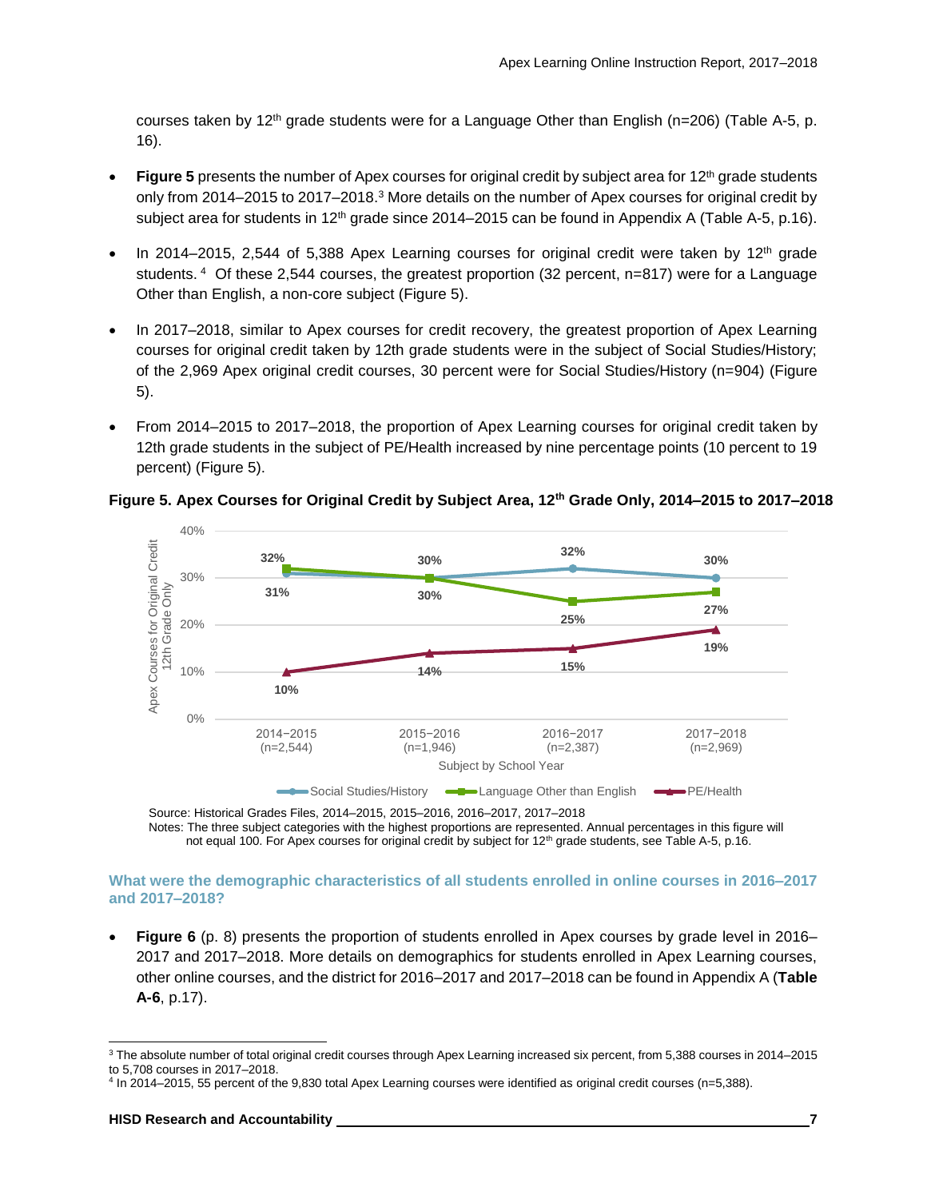courses taken by 12th grade students were for a Language Other than English (n=206) (Table A-5, p. 16).

- **Figure 5** presents the number of Apex courses for original credit by subject area for 12th grade students only from 2014–2015 to 2017–2018.[3] More details on the number of Apex courses for original credit by subject area for students in 12th grade since 2014–2015 can be found in Appendix A (Table A-5, p.16).
- In 2014–2015, 2,544 of 5,388 Apex Learning courses for original credit were taken by 12th grade students.[4] Of these 2,544 courses, the greatest proportion (32 percent, n=817) were for a Language Other than English, a non-core subject (Figure 5).
- In 2017–2018, similar to Apex courses for credit recovery, the greatest proportion of Apex Learning courses for original credit taken by 12th grade students were in the subject of Social Studies/History; of the 2,969 Apex original credit courses, 30 percent were for Social Studies/History (n=904) (Figure 5).
- From 2014–2015 to 2017–2018, the proportion of Apex Learning courses for original credit taken by 12th grade students in the subject of PE/Health increased by nine percentage points (10 percent to 19 percent) (Figure 5).

**Figure 5. Apex Courses for Original Credit by Subject Area, 12th Grade Only, 2014–2015 to 2017–2018**

| Subject | 2014–2015 (n=2,544) | 2015–2016 (n=1,946) | 2016–2017 (n=2,387) | 2017–2018 (n=2,969) |
|---|---|---|---|---|
| Social Studies/History | 31% | 30% | 32% | 30% |
| Language Other than English | 32% | 30% | 25% | 27% |
| PE/Health | 10% | 14% | 15% | 19% |

Source: Historical Grades Files, 2014–2015, 2015–2016, 2016–2017, 2017–2018
Notes: The three subject categories with the highest proportions are represented. Annual percentages in this figure will not equal 100. For Apex courses for original credit by subject for 12th grade students, see Table A-5, p.16.

### What were the demographic characteristics of all students enrolled in online courses in 2016–2017 and 2017–2018?

- **Figure 6** (p. 8) presents the proportion of students enrolled in Apex courses by grade level in 2016–2017 and 2017–2018. More details on demographics for students enrolled in Apex Learning courses, other online courses, and the district for 2016–2017 and 2017–2018 can be found in Appendix A (**Table A-6**, p.17).

---

[3] The absolute number of total original credit courses through Apex Learning increased six percent, from 5,388 courses in 2014–2015 to 5,708 courses in 2017–2018.

[4] In 2014–2015, 55 percent of the 9,830 total Apex Learning courses were identified as original credit courses (n=5,388).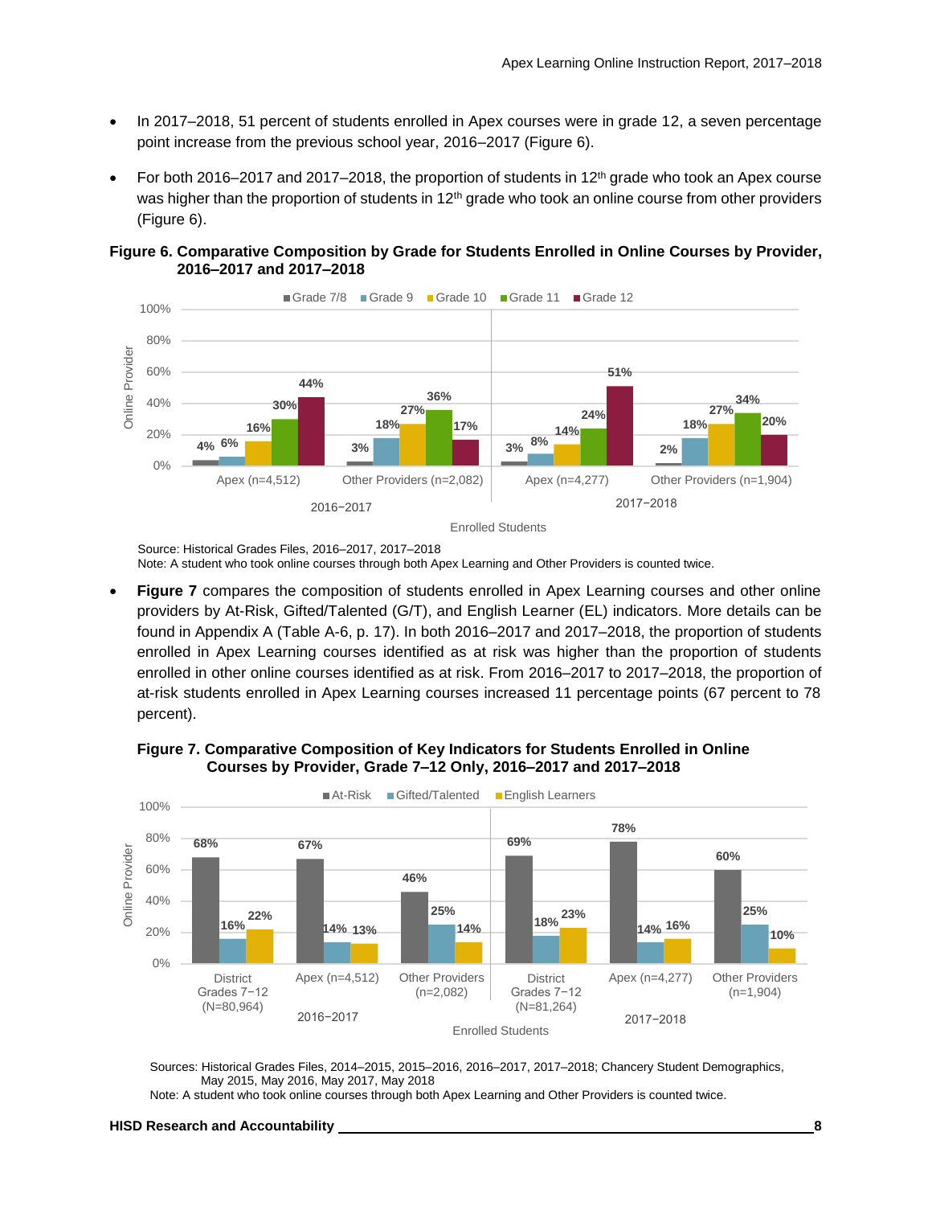- In 2017–2018, 51 percent of students enrolled in Apex courses were in grade 12, a seven percentage point increase from the previous school year, 2016–2017 (Figure 6).
- For both 2016–2017 and 2017–2018, the proportion of students in 12th grade who took an Apex course was higher than the proportion of students in 12th grade who took an online course from other providers (Figure 6).

**Figure 6. Comparative Composition by Grade for Students Enrolled in Online Courses by Provider, 2016–2017 and 2017–2018**

| Year | Online Provider | Grade 7/8 | Grade 9 | Grade 10 | Grade 11 | Grade 12 |
|---|---|---|---|---|---|---|
| 2016–2017 | Apex (n=4,512) | 4% | 6% | 16% | 30% | 44% |
| 2016–2017 | Other Providers (n=2,082) | 3% | 18% | 27% | 36% | 17% |
| 2017–2018 | Apex (n=4,277) | 3% | 8% | 14% | 24% | 51% |
| 2017–2018 | Other Providers (n=1,904) | 2% | 18% | 27% | 34% | 20% |

Source: Historical Grades Files, 2016–2017, 2017–2018
Note: A student who took online courses through both Apex Learning and Other Providers is counted twice.

- **Figure 7** compares the composition of students enrolled in Apex Learning courses and other online providers by At-Risk, Gifted/Talented (G/T), and English Learner (EL) indicators. More details can be found in Appendix A (Table A-6, p. 17). In both 2016–2017 and 2017–2018, the proportion of students enrolled in Apex Learning courses identified as at risk was higher than the proportion of students enrolled in other online courses identified as at risk. From 2016–2017 to 2017–2018, the proportion of at-risk students enrolled in Apex Learning courses increased 11 percentage points (67 percent to 78 percent).

**Figure 7. Comparative Composition of Key Indicators for Students Enrolled in Online Courses by Provider, Grade 7–12 Only, 2016–2017 and 2017–2018**

| Year | Group | At-Risk | Gifted/Talented | English Learners |
|---|---|---|---|---|
| 2016–2017 | District Grades 7−12 (N=80,964) | 68% | 16% | 22% |
| 2016–2017 | Apex (n=4,512) | 67% | 14% | 13% |
| 2016–2017 | Other Providers (n=2,082) | 46% | 25% | 14% |
| 2017–2018 | District Grades 7−12 (N=81,264) | 69% | 18% | 23% |
| 2017–2018 | Apex (n=4,277) | 78% | 14% | 16% |
| 2017–2018 | Other Providers (n=1,904) | 60% | 25% | 10% |

Sources: Historical Grades Files, 2014–2015, 2015–2016, 2016–2017, 2017–2018; Chancery Student Demographics, May 2015, May 2016, May 2017, May 2018
Note: A student who took online courses through both Apex Learning and Other Providers is counted twice.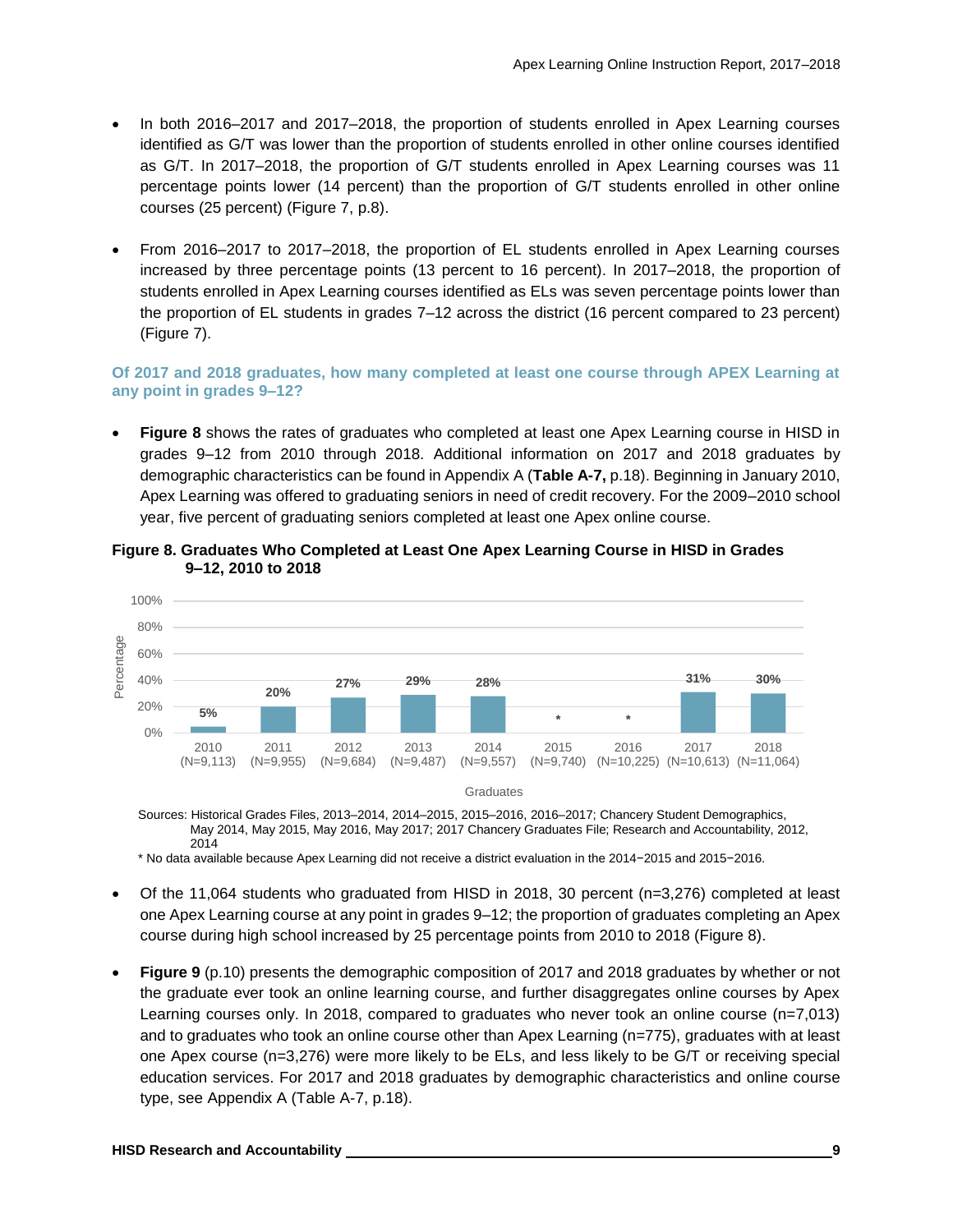- In both 2016–2017 and 2017–2018, the proportion of students enrolled in Apex Learning courses identified as G/T was lower than the proportion of students enrolled in other online courses identified as G/T. In 2017–2018, the proportion of G/T students enrolled in Apex Learning courses was 11 percentage points lower (14 percent) than the proportion of G/T students enrolled in other online courses (25 percent) (Figure 7, p.8).

- From 2016–2017 to 2017–2018, the proportion of EL students enrolled in Apex Learning courses increased by three percentage points (13 percent to 16 percent). In 2017–2018, the proportion of students enrolled in Apex Learning courses identified as ELs was seven percentage points lower than the proportion of EL students in grades 7–12 across the district (16 percent compared to 23 percent) (Figure 7).

### Of 2017 and 2018 graduates, how many completed at least one course through APEX Learning at any point in grades 9–12?

- **Figure 8** shows the rates of graduates who completed at least one Apex Learning course in HISD in grades 9–12 from 2010 through 2018. Additional information on 2017 and 2018 graduates by demographic characteristics can be found in Appendix A (**Table A-7,** p.18). Beginning in January 2010, Apex Learning was offered to graduating seniors in need of credit recovery. For the 2009–2010 school year, five percent of graduating seniors completed at least one Apex online course.

**Figure 8. Graduates Who Completed at Least One Apex Learning Course in HISD in Grades 9–12, 2010 to 2018**

| Graduates | Percentage |
|---|---|
| 2010 (N=9,113) | 5% |
| 2011 (N=9,955) | 20% |
| 2012 (N=9,684) | 27% |
| 2013 (N=9,487) | 29% |
| 2014 (N=9,557) | 28% |
| 2015 (N=9,740) | * |
| 2016 (N=10,225) | * |
| 2017 (N=10,613) | 31% |
| 2018 (N=11,064) | 30% |

Sources: Historical Grades Files, 2013–2014, 2014–2015, 2015–2016, 2016–2017; Chancery Student Demographics, May 2014, May 2015, May 2016, May 2017; 2017 Chancery Graduates File; Research and Accountability, 2012, 2014

* No data available because Apex Learning did not receive a district evaluation in the 2014−2015 and 2015−2016.

- Of the 11,064 students who graduated from HISD in 2018, 30 percent (n=3,276) completed at least one Apex Learning course at any point in grades 9–12; the proportion of graduates completing an Apex course during high school increased by 25 percentage points from 2010 to 2018 (Figure 8).

- **Figure 9** (p.10) presents the demographic composition of 2017 and 2018 graduates by whether or not the graduate ever took an online learning course, and further disaggregates online courses by Apex Learning courses only. In 2018, compared to graduates who never took an online course (n=7,013) and to graduates who took an online course other than Apex Learning (n=775), graduates with at least one Apex course (n=3,276) were more likely to be ELs, and less likely to be G/T or receiving special education services. For 2017 and 2018 graduates by demographic characteristics and online course type, see Appendix A (Table A-7, p.18).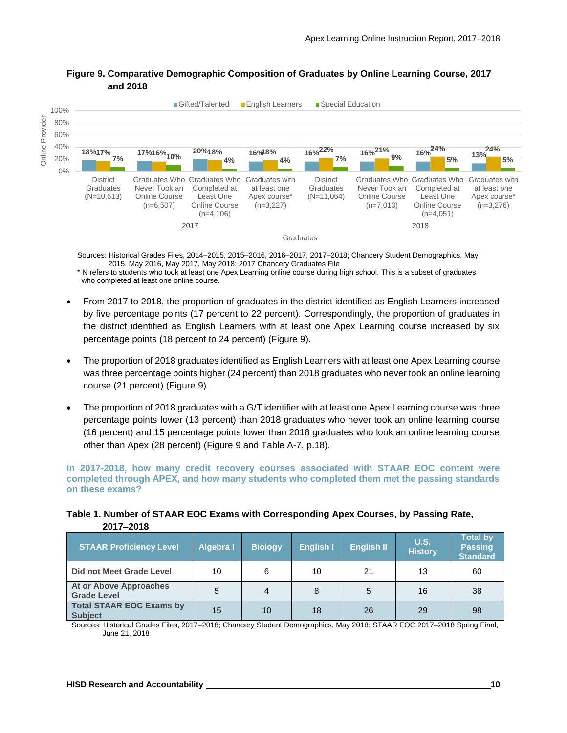**Figure 9. Comparative Demographic Composition of Graduates by Online Learning Course, 2017 and 2018**

| Year | Graduates | Gifted/Talented | English Learners | Special Education |
|---|---|---|---|---|
| 2017 | District Graduates (N=10,613) | 18% | 17% | 7% |
| 2017 | Graduates Who Never Took an Online Course (n=6,507) | 17% | 16% | 10% |
| 2017 | Graduates Who Completed at Least One Online Course (n=4,106) | 20% | 18% | 4% |
| 2017 | Graduates with at least one Apex course* (n=3,227) | 16% | 18% | 4% |
| 2018 | District Graduates (N=11,064) | 16% | 22% | 7% |
| 2018 | Graduates Who Never Took an Online Course (n=7,013) | 16% | 21% | 9% |
| 2018 | Graduates Who Completed at Least One Online Course (n=4,051) | 16% | 24% | 5% |
| 2018 | Graduates with at least one Apex course* (n=3,276) | 13% | 24% | 5% |

Sources: Historical Grades Files, 2014–2015, 2015–2016, 2016–2017, 2017–2018; Chancery Student Demographics, May 2015, May 2016, May 2017, May 2018; 2017 Chancery Graduates File

* N refers to students who took at least one Apex Learning online course during high school. This is a subset of graduates who completed at least one online course.

- From 2017 to 2018, the proportion of graduates in the district identified as English Learners increased by five percentage points (17 percent to 22 percent). Correspondingly, the proportion of graduates in the district identified as English Learners with at least one Apex Learning course increased by six percentage points (18 percent to 24 percent) (Figure 9).

- The proportion of 2018 graduates identified as English Learners with at least one Apex Learning course was three percentage points higher (24 percent) than 2018 graduates who never took an online learning course (21 percent) (Figure 9).

- The proportion of 2018 graduates with a G/T identifier with at least one Apex Learning course was three percentage points lower (13 percent) than 2018 graduates who never took an online learning course (16 percent) and 15 percentage points lower than 2018 graduates who look an online learning course other than Apex (28 percent) (Figure 9 and Table A-7, p.18).

**In 2017-2018, how many credit recovery courses associated with STAAR EOC content were completed through APEX, and how many students who completed them met the passing standards on these exams?**

**Table 1. Number of STAAR EOC Exams with Corresponding Apex Courses, by Passing Rate, 2017–2018**

| STAAR Proficiency Level | Algebra I | Biology | English I | English II | U.S. History | Total by Passing Standard |
|---|---|---|---|---|---|---|
| Did not Meet Grade Level | 10 | 6 | 10 | 21 | 13 | 60 |
| At or Above Approaches Grade Level | 5 | 4 | 8 | 5 | 16 | 38 |
| Total STAAR EOC Exams by Subject | 15 | 10 | 18 | 26 | 29 | 98 |

Sources: Historical Grades Files, 2017–2018; Chancery Student Demographics, May 2018; STAAR EOC 2017–2018 Spring Final, June 21, 2018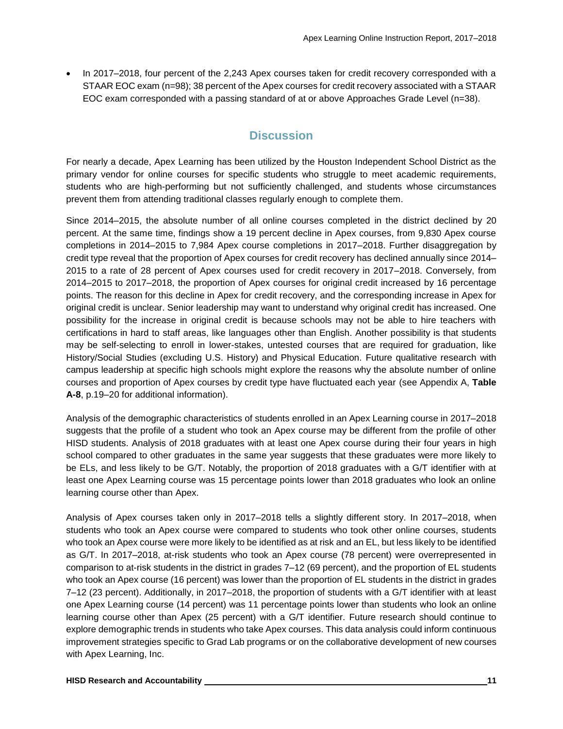- In 2017–2018, four percent of the 2,243 Apex courses taken for credit recovery corresponded with a STAAR EOC exam (n=98); 38 percent of the Apex courses for credit recovery associated with a STAAR EOC exam corresponded with a passing standard of at or above Approaches Grade Level (n=38).

## Discussion

For nearly a decade, Apex Learning has been utilized by the Houston Independent School District as the primary vendor for online courses for specific students who struggle to meet academic requirements, students who are high-performing but not sufficiently challenged, and students whose circumstances prevent them from attending traditional classes regularly enough to complete them.

Since 2014–2015, the absolute number of all online courses completed in the district declined by 20 percent. At the same time, findings show a 19 percent decline in Apex courses, from 9,830 Apex course completions in 2014–2015 to 7,984 Apex course completions in 2017–2018. Further disaggregation by credit type reveal that the proportion of Apex courses for credit recovery has declined annually since 2014–2015 to a rate of 28 percent of Apex courses used for credit recovery in 2017–2018. Conversely, from 2014–2015 to 2017–2018, the proportion of Apex courses for original credit increased by 16 percentage points. The reason for this decline in Apex for credit recovery, and the corresponding increase in Apex for original credit is unclear. Senior leadership may want to understand why original credit has increased. One possibility for the increase in original credit is because schools may not be able to hire teachers with certifications in hard to staff areas, like languages other than English. Another possibility is that students may be self-selecting to enroll in lower-stakes, untested courses that are required for graduation, like History/Social Studies (excluding U.S. History) and Physical Education. Future qualitative research with campus leadership at specific high schools might explore the reasons why the absolute number of online courses and proportion of Apex courses by credit type have fluctuated each year (see Appendix A, **Table A-8**, p.19–20 for additional information).

Analysis of the demographic characteristics of students enrolled in an Apex Learning course in 2017–2018 suggests that the profile of a student who took an Apex course may be different from the profile of other HISD students. Analysis of 2018 graduates with at least one Apex course during their four years in high school compared to other graduates in the same year suggests that these graduates were more likely to be ELs, and less likely to be G/T. Notably, the proportion of 2018 graduates with a G/T identifier with at least one Apex Learning course was 15 percentage points lower than 2018 graduates who look an online learning course other than Apex.

Analysis of Apex courses taken only in 2017–2018 tells a slightly different story. In 2017–2018, when students who took an Apex course were compared to students who took other online courses, students who took an Apex course were more likely to be identified as at risk and an EL, but less likely to be identified as G/T. In 2017–2018, at-risk students who took an Apex course (78 percent) were overrepresented in comparison to at-risk students in the district in grades 7–12 (69 percent), and the proportion of EL students who took an Apex course (16 percent) was lower than the proportion of EL students in the district in grades 7–12 (23 percent). Additionally, in 2017–2018, the proportion of students with a G/T identifier with at least one Apex Learning course (14 percent) was 11 percentage points lower than students who look an online learning course other than Apex (25 percent) with a G/T identifier. Future research should continue to explore demographic trends in students who take Apex courses. This data analysis could inform continuous improvement strategies specific to Grad Lab programs or on the collaborative development of new courses with Apex Learning, Inc.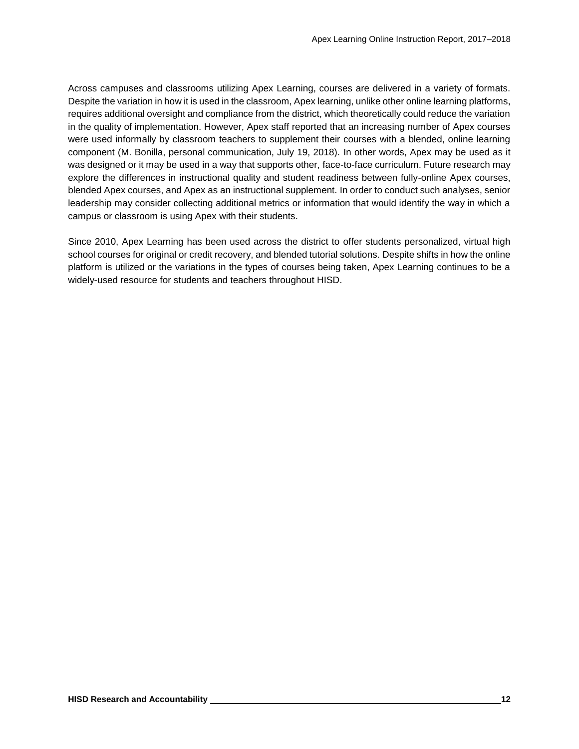Across campuses and classrooms utilizing Apex Learning, courses are delivered in a variety of formats. Despite the variation in how it is used in the classroom, Apex learning, unlike other online learning platforms, requires additional oversight and compliance from the district, which theoretically could reduce the variation in the quality of implementation. However, Apex staff reported that an increasing number of Apex courses were used informally by classroom teachers to supplement their courses with a blended, online learning component (M. Bonilla, personal communication, July 19, 2018). In other words, Apex may be used as it was designed or it may be used in a way that supports other, face-to-face curriculum. Future research may explore the differences in instructional quality and student readiness between fully-online Apex courses, blended Apex courses, and Apex as an instructional supplement. In order to conduct such analyses, senior leadership may consider collecting additional metrics or information that would identify the way in which a campus or classroom is using Apex with their students.

Since 2010, Apex Learning has been used across the district to offer students personalized, virtual high school courses for original or credit recovery, and blended tutorial solutions. Despite shifts in how the online platform is utilized or the variations in the types of courses being taken, Apex Learning continues to be a widely-used resource for students and teachers throughout HISD.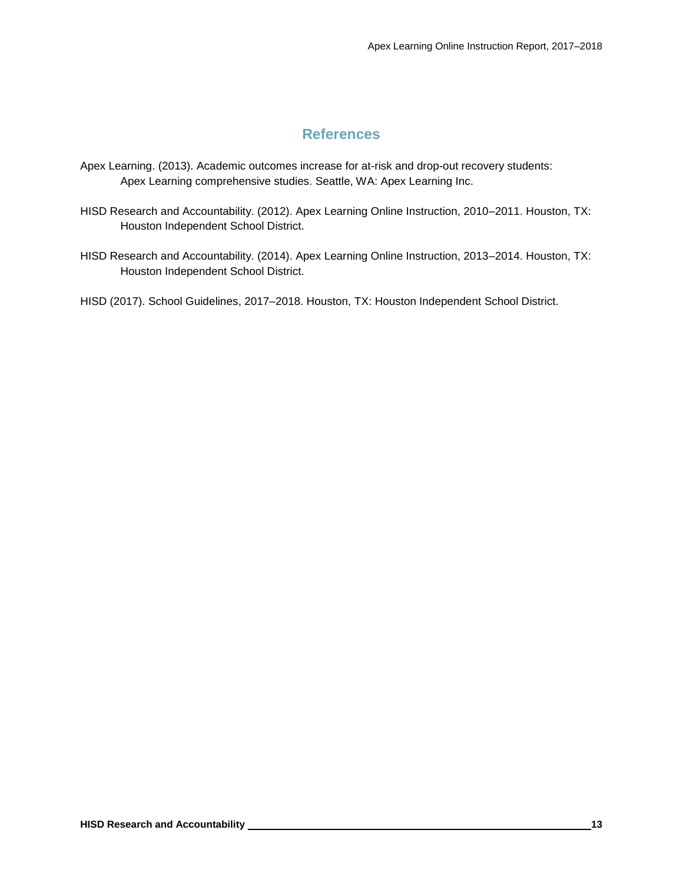# References

Apex Learning. (2013). Academic outcomes increase for at-risk and drop-out recovery students: Apex Learning comprehensive studies. Seattle, WA: Apex Learning Inc.

HISD Research and Accountability. (2012). Apex Learning Online Instruction, 2010–2011. Houston, TX: Houston Independent School District.

HISD Research and Accountability. (2014). Apex Learning Online Instruction, 2013–2014. Houston, TX: Houston Independent School District.

HISD (2017). School Guidelines, 2017–2018. Houston, TX: Houston Independent School District.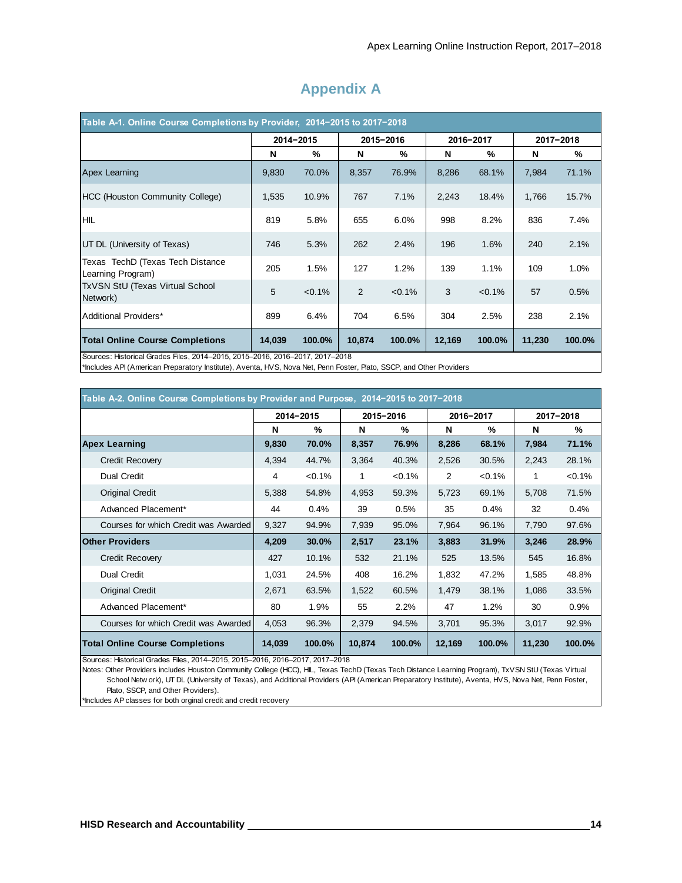# Appendix A

**Table A-1. Online Course Completions by Provider, 2014–2015 to 2017–2018**

| | 2014–2015 | | 2015–2016 | | 2016–2017 | | 2017–2018 | |
|---|---|---|---|---|---|---|---|---|
| | N | % | N | % | N | % | N | % |
| Apex Learning | 9,830 | 70.0% | 8,357 | 76.9% | 8,286 | 68.1% | 7,984 | 71.1% |
| HCC (Houston Community College) | 1,535 | 10.9% | 767 | 7.1% | 2,243 | 18.4% | 1,766 | 15.7% |
| HIL | 819 | 5.8% | 655 | 6.0% | 998 | 8.2% | 836 | 7.4% |
| UT DL (University of Texas) | 746 | 5.3% | 262 | 2.4% | 196 | 1.6% | 240 | 2.1% |
| Texas TechD (Texas Tech Distance Learning Program) | 205 | 1.5% | 127 | 1.2% | 139 | 1.1% | 109 | 1.0% |
| TxVSN StU (Texas Virtual School Network) | 5 | <0.1% | 2 | <0.1% | 3 | <0.1% | 57 | 0.5% |
| Additional Providers* | 899 | 6.4% | 704 | 6.5% | 304 | 2.5% | 238 | 2.1% |
| **Total Online Course Completions** | **14,039** | **100.0%** | **10,874** | **100.0%** | **12,169** | **100.0%** | **11,230** | **100.0%** |

Sources: Historical Grades Files, 2014–2015, 2015–2016, 2016–2017, 2017–2018
*Includes API (American Preparatory Institute), Aventa, HVS, Nova Net, Penn Foster, Plato, SSCP, and Other Providers

**Table A-2. Online Course Completions by Provider and Purpose, 2014–2015 to 2017–2018**

| | 2014–2015 | | 2015–2016 | | 2016–2017 | | 2017–2018 | |
|---|---|---|---|---|---|---|---|---|
| | N | % | N | % | N | % | N | % |
| **Apex Learning** | **9,830** | **70.0%** | **8,357** | **76.9%** | **8,286** | **68.1%** | **7,984** | **71.1%** |
| Credit Recovery | 4,394 | 44.7% | 3,364 | 40.3% | 2,526 | 30.5% | 2,243 | 28.1% |
| Dual Credit | 4 | <0.1% | 1 | <0.1% | 2 | <0.1% | 1 | <0.1% |
| Original Credit | 5,388 | 54.8% | 4,953 | 59.3% | 5,723 | 69.1% | 5,708 | 71.5% |
| Advanced Placement* | 44 | 0.4% | 39 | 0.5% | 35 | 0.4% | 32 | 0.4% |
| Courses for which Credit was Awarded | 9,327 | 94.9% | 7,939 | 95.0% | 7,964 | 96.1% | 7,790 | 97.6% |
| **Other Providers** | **4,209** | **30.0%** | **2,517** | **23.1%** | **3,883** | **31.9%** | **3,246** | **28.9%** |
| Credit Recovery | 427 | 10.1% | 532 | 21.1% | 525 | 13.5% | 545 | 16.8% |
| Dual Credit | 1,031 | 24.5% | 408 | 16.2% | 1,832 | 47.2% | 1,585 | 48.8% |
| Original Credit | 2,671 | 63.5% | 1,522 | 60.5% | 1,479 | 38.1% | 1,086 | 33.5% |
| Advanced Placement* | 80 | 1.9% | 55 | 2.2% | 47 | 1.2% | 30 | 0.9% |
| Courses for which Credit was Awarded | 4,053 | 96.3% | 2,379 | 94.5% | 3,701 | 95.3% | 3,017 | 92.9% |
| **Total Online Course Completions** | **14,039** | **100.0%** | **10,874** | **100.0%** | **12,169** | **100.0%** | **11,230** | **100.0%** |

Sources: Historical Grades Files, 2014–2015, 2015–2016, 2016–2017, 2017–2018
Notes: Other Providers includes Houston Community College (HCC), HIL, Texas TechD (Texas Tech Distance Learning Program), TxVSN StU (Texas Virtual School Network), UT DL (University of Texas), and Additional Providers (API (American Preparatory Institute), Aventa, HVS, Nova Net, Penn Foster, Plato, SSCP, and Other Providers).
*Includes AP classes for both orginal credit and credit recovery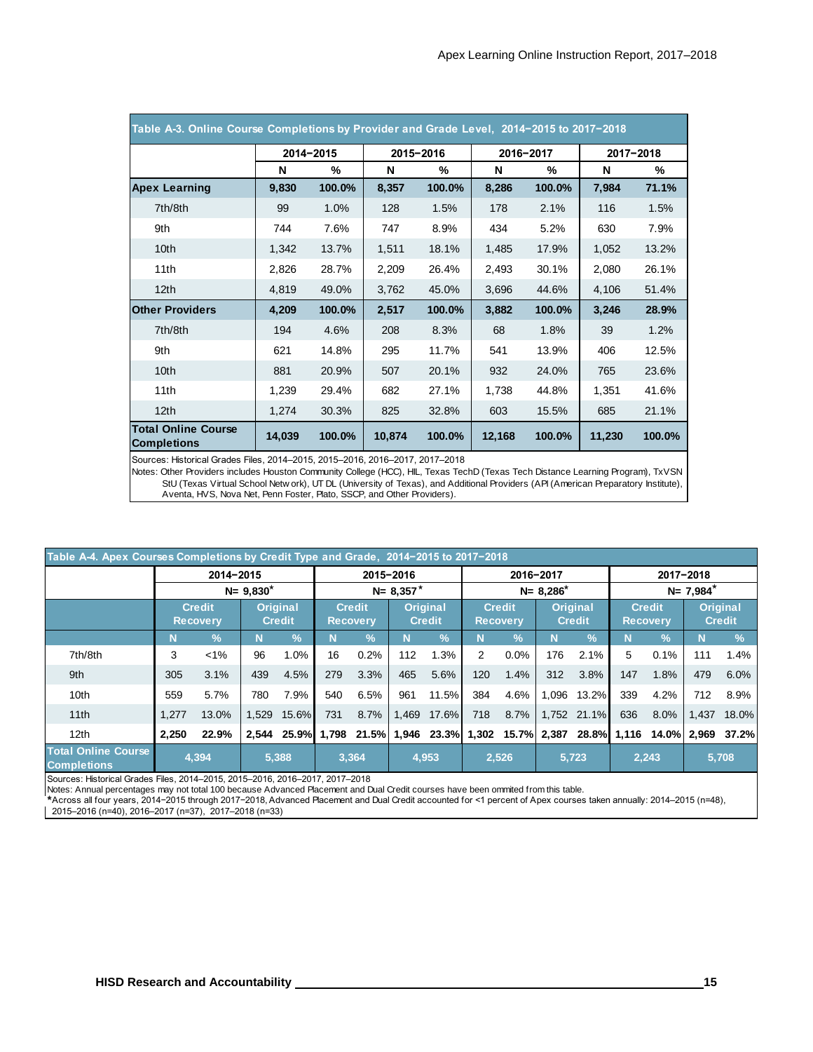**Table A-3. Online Course Completions by Provider and Grade Level, 2014−2015 to 2017−2018**

| | 2014−2015 | | 2015−2016 | | 2016−2017 | | 2017−2018 | |
|---|---|---|---|---|---|---|---|---|
| | N | % | N | % | N | % | N | % |
| **Apex Learning** | **9,830** | **100.0%** | **8,357** | **100.0%** | **8,286** | **100.0%** | **7,984** | **71.1%** |
| 7th/8th | 99 | 1.0% | 128 | 1.5% | 178 | 2.1% | 116 | 1.5% |
| 9th | 744 | 7.6% | 747 | 8.9% | 434 | 5.2% | 630 | 7.9% |
| 10th | 1,342 | 13.7% | 1,511 | 18.1% | 1,485 | 17.9% | 1,052 | 13.2% |
| 11th | 2,826 | 28.7% | 2,209 | 26.4% | 2,493 | 30.1% | 2,080 | 26.1% |
| 12th | 4,819 | 49.0% | 3,762 | 45.0% | 3,696 | 44.6% | 4,106 | 51.4% |
| **Other Providers** | **4,209** | **100.0%** | **2,517** | **100.0%** | **3,882** | **100.0%** | **3,246** | **28.9%** |
| 7th/8th | 194 | 4.6% | 208 | 8.3% | 68 | 1.8% | 39 | 1.2% |
| 9th | 621 | 14.8% | 295 | 11.7% | 541 | 13.9% | 406 | 12.5% |
| 10th | 881 | 20.9% | 507 | 20.1% | 932 | 24.0% | 765 | 23.6% |
| 11th | 1,239 | 29.4% | 682 | 27.1% | 1,738 | 44.8% | 1,351 | 41.6% |
| 12th | 1,274 | 30.3% | 825 | 32.8% | 603 | 15.5% | 685 | 21.1% |
| **Total Online Course Completions** | **14,039** | **100.0%** | **10,874** | **100.0%** | **12,168** | **100.0%** | **11,230** | **100.0%** |

Sources: Historical Grades Files, 2014–2015, 2015–2016, 2016–2017, 2017–2018
Notes: Other Providers includes Houston Community College (HCC), HIL, Texas TechD (Texas Tech Distance Learning Program), TxVSN StU (Texas Virtual School Network), UT DL (University of Texas), and Additional Providers (API (American Preparatory Institute), Aventa, HVS, Nova Net, Penn Foster, Plato, SSCP, and Other Providers).

**Table A-4. Apex Courses Completions by Credit Type and Grade, 2014−2015 to 2017−2018**

| | 2014−2015 N= 9,830* | | | | 2015−2016 N= 8,357* | | | | 2016−2017 N= 8,286* | | | | 2017−2018 N= 7,984* | | | |
|---|---|---|---|---|---|---|---|---|---|---|---|---|---|---|---|---|
| | Credit Recovery | | Original Credit | | Credit Recovery | | Original Credit | | Credit Recovery | | Original Credit | | Credit Recovery | | Original Credit | |
| | N | % | N | % | N | % | N | % | N | % | N | % | N | % | N | % |
| 7th/8th | 3 | <1% | 96 | 1.0% | 16 | 0.2% | 112 | 1.3% | 2 | 0.0% | 176 | 2.1% | 5 | 0.1% | 111 | 1.4% |
| 9th | 305 | 3.1% | 439 | 4.5% | 279 | 3.3% | 465 | 5.6% | 120 | 1.4% | 312 | 3.8% | 147 | 1.8% | 479 | 6.0% |
| 10th | 559 | 5.7% | 780 | 7.9% | 540 | 6.5% | 961 | 11.5% | 384 | 4.6% | 1,096 | 13.2% | 339 | 4.2% | 712 | 8.9% |
| 11th | 1,277 | 13.0% | 1,529 | 15.6% | 731 | 8.7% | 1,469 | 17.6% | 718 | 8.7% | 1,752 | 21.1% | 636 | 8.0% | 1,437 | 18.0% |
| 12th | **2,250** | **22.9%** | **2,544** | **25.9%** | **1,798** | **21.5%** | **1,946** | **23.3%** | **1,302** | **15.7%** | **2,387** | **28.8%** | **1,116** | **14.0%** | **2,969** | **37.2%** |
| **Total Online Course Completions** | 4,394 | | 5,388 | | 3,364 | | 4,953 | | 2,526 | | 5,723 | | 2,243 | | 5,708 | |

Sources: Historical Grades Files, 2014–2015, 2015–2016, 2016–2017, 2017–2018
Notes: Annual percentages may not total 100 because Advanced Placement and Dual Credit courses have been ommited from this table.
*Across all four years, 2014−2015 through 2017−2018, Advanced Placement and Dual Credit accounted for <1 percent of Apex courses taken annually: 2014–2015 (n=48), 2015–2016 (n=40), 2016–2017 (n=37), 2017–2018 (n=33)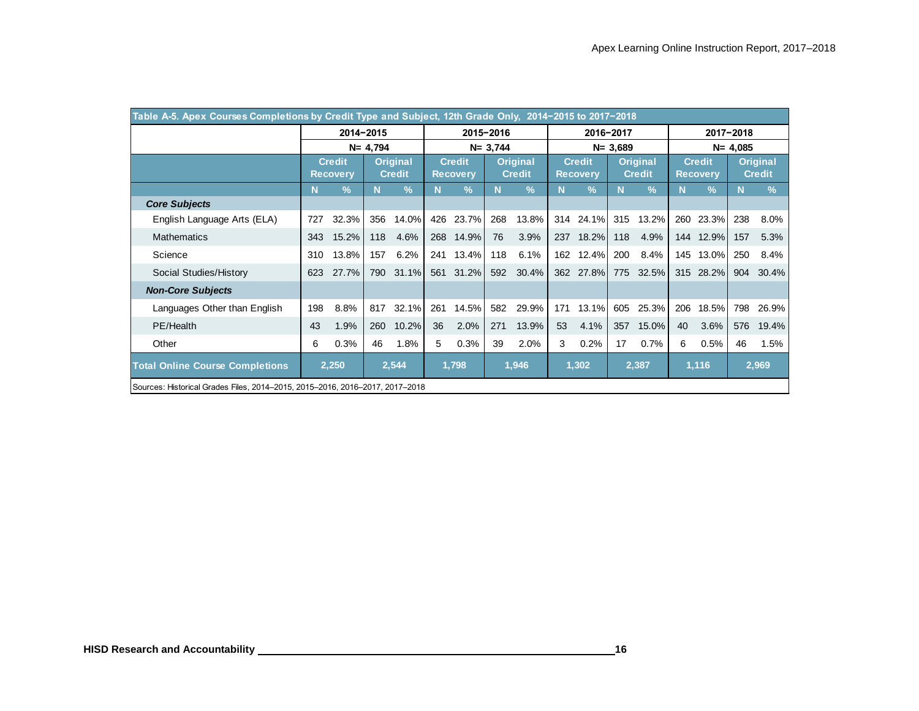**Table A-5. Apex Courses Completions by Credit Type and Subject, 12th Grade Only, 2014−2015 to 2017−2018**

| | 2014−2015 | | | | 2015−2016 | | | | 2016−2017 | | | | 2017−2018 | | | |
|---|---|---|---|---|---|---|---|---|---|---|---|---|---|---|---|---|
| | N= 4,794 | | | | N= 3,744 | | | | N= 3,689 | | | | N= 4,085 | | | |
| | Credit Recovery | | Original Credit | | Credit Recovery | | Original Credit | | Credit Recovery | | Original Credit | | Credit Recovery | | Original Credit | |
| | N | % | N | % | N | % | N | % | N | % | N | % | N | % | N | % |
| ***Core Subjects*** | | | | | | | | | | | | | | | | |
| English Language Arts (ELA) | 727 | 32.3% | 356 | 14.0% | 426 | 23.7% | 268 | 13.8% | 314 | 24.1% | 315 | 13.2% | 260 | 23.3% | 238 | 8.0% |
| Mathematics | 343 | 15.2% | 118 | 4.6% | 268 | 14.9% | 76 | 3.9% | 237 | 18.2% | 118 | 4.9% | 144 | 12.9% | 157 | 5.3% |
| Science | 310 | 13.8% | 157 | 6.2% | 241 | 13.4% | 118 | 6.1% | 162 | 12.4% | 200 | 8.4% | 145 | 13.0% | 250 | 8.4% |
| Social Studies/History | 623 | 27.7% | 790 | 31.1% | 561 | 31.2% | 592 | 30.4% | 362 | 27.8% | 775 | 32.5% | 315 | 28.2% | 904 | 30.4% |
| ***Non-Core Subjects*** | | | | | | | | | | | | | | | | |
| Languages Other than English | 198 | 8.8% | 817 | 32.1% | 261 | 14.5% | 582 | 29.9% | 171 | 13.1% | 605 | 25.3% | 206 | 18.5% | 798 | 26.9% |
| PE/Health | 43 | 1.9% | 260 | 10.2% | 36 | 2.0% | 271 | 13.9% | 53 | 4.1% | 357 | 15.0% | 40 | 3.6% | 576 | 19.4% |
| Other | 6 | 0.3% | 46 | 1.8% | 5 | 0.3% | 39 | 2.0% | 3 | 0.2% | 17 | 0.7% | 6 | 0.5% | 46 | 1.5% |
| **Total Online Course Completions** | **2,250** | | **2,544** | | **1,798** | | **1,946** | | **1,302** | | **2,387** | | **1,116** | | **2,969** | |

Sources: Historical Grades Files, 2014–2015, 2015–2016, 2016–2017, 2017–2018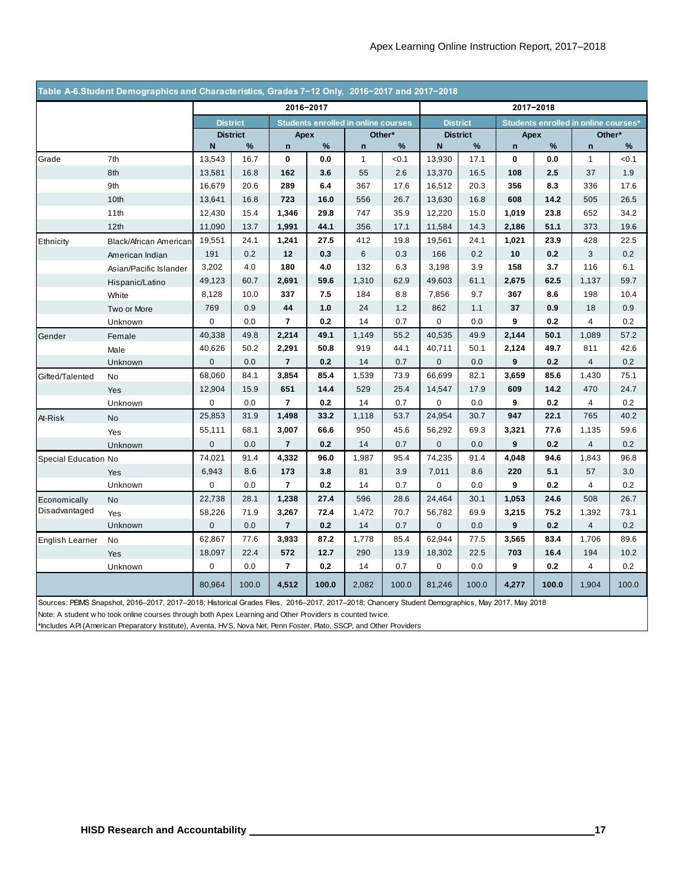Table A-6.Student Demographics and Characteristics, Grades 7–12 Only, 2016–2017 and 2017–2018

| | | 2016–2017 | | | | | | 2017–2018 | | | | | |
|---|---|---|---|---|---|---|---|---|---|---|---|---|---|
| | | District | | Students enrolled in online courses | | | | District | | Students enrolled in online courses* | | | |
| | | District | | Apex | | Other* | | District | | Apex | | Other* | |
| | | N | % | n | % | n | % | N | % | n | % | n | % |
| Grade | 7th | 13,543 | 16.7 | **0** | **0.0** | 1 | <0.1 | 13,930 | 17.1 | **0** | **0.0** | 1 | <0.1 |
| | 8th | 13,581 | 16.8 | **162** | **3.6** | 55 | 2.6 | 13,370 | 16.5 | **108** | **2.5** | 37 | 1.9 |
| | 9th | 16,679 | 20.6 | **289** | **6.4** | 367 | 17.6 | 16,512 | 20.3 | **356** | **8.3** | 336 | 17.6 |
| | 10th | 13,641 | 16.8 | **723** | **16.0** | 556 | 26.7 | 13,630 | 16.8 | **608** | **14.2** | 505 | 26.5 |
| | 11th | 12,430 | 15.4 | **1,346** | **29.8** | 747 | 35.9 | 12,220 | 15.0 | **1,019** | **23.8** | 652 | 34.2 |
| | 12th | 11,090 | 13.7 | **1,991** | **44.1** | 356 | 17.1 | 11,584 | 14.3 | **2,186** | **51.1** | 373 | 19.6 |
| Ethnicity | Black/African American | 19,551 | 24.1 | **1,241** | **27.5** | 412 | 19.8 | 19,561 | 24.1 | **1,021** | **23.9** | 428 | 22.5 |
| | American Indian | 191 | 0.2 | **12** | **0.3** | 6 | 0.3 | 166 | 0.2 | **10** | **0.2** | 3 | 0.2 |
| | Asian/Pacific Islander | 3,202 | 4.0 | **180** | **4.0** | 132 | 6.3 | 3,198 | 3.9 | **158** | **3.7** | 116 | 6.1 |
| | Hispanic/Latino | 49,123 | 60.7 | **2,691** | **59.6** | 1,310 | 62.9 | 49,603 | 61.1 | **2,675** | **62.5** | 1,137 | 59.7 |
| | White | 8,128 | 10.0 | **337** | **7.5** | 184 | 8.8 | 7,856 | 9.7 | **367** | **8.6** | 198 | 10.4 |
| | Two or More | 769 | 0.9 | **44** | **1.0** | 24 | 1.2 | 862 | 1.1 | **37** | **0.9** | 18 | 0.9 |
| | Unknown | 0 | 0.0 | **7** | **0.2** | 14 | 0.7 | 0 | 0.0 | **9** | **0.2** | 4 | 0.2 |
| Gender | Female | 40,338 | 49.8 | **2,214** | **49.1** | 1,149 | 55.2 | 40,535 | 49.9 | **2,144** | **50.1** | 1,089 | 57.2 |
| | Male | 40,626 | 50.2 | **2,291** | **50.8** | 919 | 44.1 | 40,711 | 50.1 | **2,124** | **49.7** | 811 | 42.6 |
| | Unknown | 0 | 0.0 | **7** | **0.2** | 14 | 0.7 | 0 | 0.0 | **9** | **0.2** | 4 | 0.2 |
| Gifted/Talented | No | 68,060 | 84.1 | **3,854** | **85.4** | 1,539 | 73.9 | 66,699 | 82.1 | **3,659** | **85.6** | 1,430 | 75.1 |
| | Yes | 12,904 | 15.9 | **651** | **14.4** | 529 | 25.4 | 14,547 | 17.9 | **609** | **14.2** | 470 | 24.7 |
| | Unknown | 0 | 0.0 | **7** | **0.2** | 14 | 0.7 | 0 | 0.0 | **9** | **0.2** | 4 | 0.2 |
| At-Risk | No | 25,853 | 31.9 | **1,498** | **33.2** | 1,118 | 53.7 | 24,954 | 30.7 | **947** | **22.1** | 765 | 40.2 |
| | Yes | 55,111 | 68.1 | **3,007** | **66.6** | 950 | 45.6 | 56,292 | 69.3 | **3,321** | **77.6** | 1,135 | 59.6 |
| | Unknown | 0 | 0.0 | **7** | **0.2** | 14 | 0.7 | 0 | 0.0 | **9** | **0.2** | 4 | 0.2 |
| Special Education | No | 74,021 | 91.4 | **4,332** | **96.0** | 1,987 | 95.4 | 74,235 | 91.4 | **4,048** | **94.6** | 1,843 | 96.8 |
| | Yes | 6,943 | 8.6 | **173** | **3.8** | 81 | 3.9 | 7,011 | 8.6 | **220** | **5.1** | 57 | 3.0 |
| | Unknown | 0 | 0.0 | **7** | **0.2** | 14 | 0.7 | 0 | 0.0 | **9** | **0.2** | 4 | 0.2 |
| Economically Disadvantaged | No | 22,738 | 28.1 | **1,238** | **27.4** | 596 | 28.6 | 24,464 | 30.1 | **1,053** | **24.6** | 508 | 26.7 |
| | Yes | 58,226 | 71.9 | **3,267** | **72.4** | 1,472 | 70.7 | 56,782 | 69.9 | **3,215** | **75.2** | 1,392 | 73.1 |
| | Unknown | 0 | 0.0 | **7** | **0.2** | 14 | 0.7 | 0 | 0.0 | **9** | **0.2** | 4 | 0.2 |
| English Learner | No | 62,867 | 77.6 | **3,933** | **87.2** | 1,778 | 85.4 | 62,944 | 77.5 | **3,565** | **83.4** | 1,706 | 89.6 |
| | Yes | 18,097 | 22.4 | **572** | **12.7** | 290 | 13.9 | 18,302 | 22.5 | **703** | **16.4** | 194 | 10.2 |
| | Unknown | 0 | 0.0 | **7** | **0.2** | 14 | 0.7 | 0 | 0.0 | **9** | **0.2** | 4 | 0.2 |
| | | 80,964 | 100.0 | **4,512** | **100.0** | 2,082 | 100.0 | 81,246 | 100.0 | **4,277** | **100.0** | 1,904 | 100.0 |

Sources: PEIMS Snapshot, 2016–2017, 2017–2018; Historical Grades Files, 2016–2017, 2017–2018; Chancery Student Demographics, May 2017, May 2018

Note: A student who took online courses through both Apex Learning and Other Providers is counted twice.

*Includes API (American Preparatory Institute), Aventa, HVS, Nova Net, Penn Foster, Plato, SSCP, and Other Providers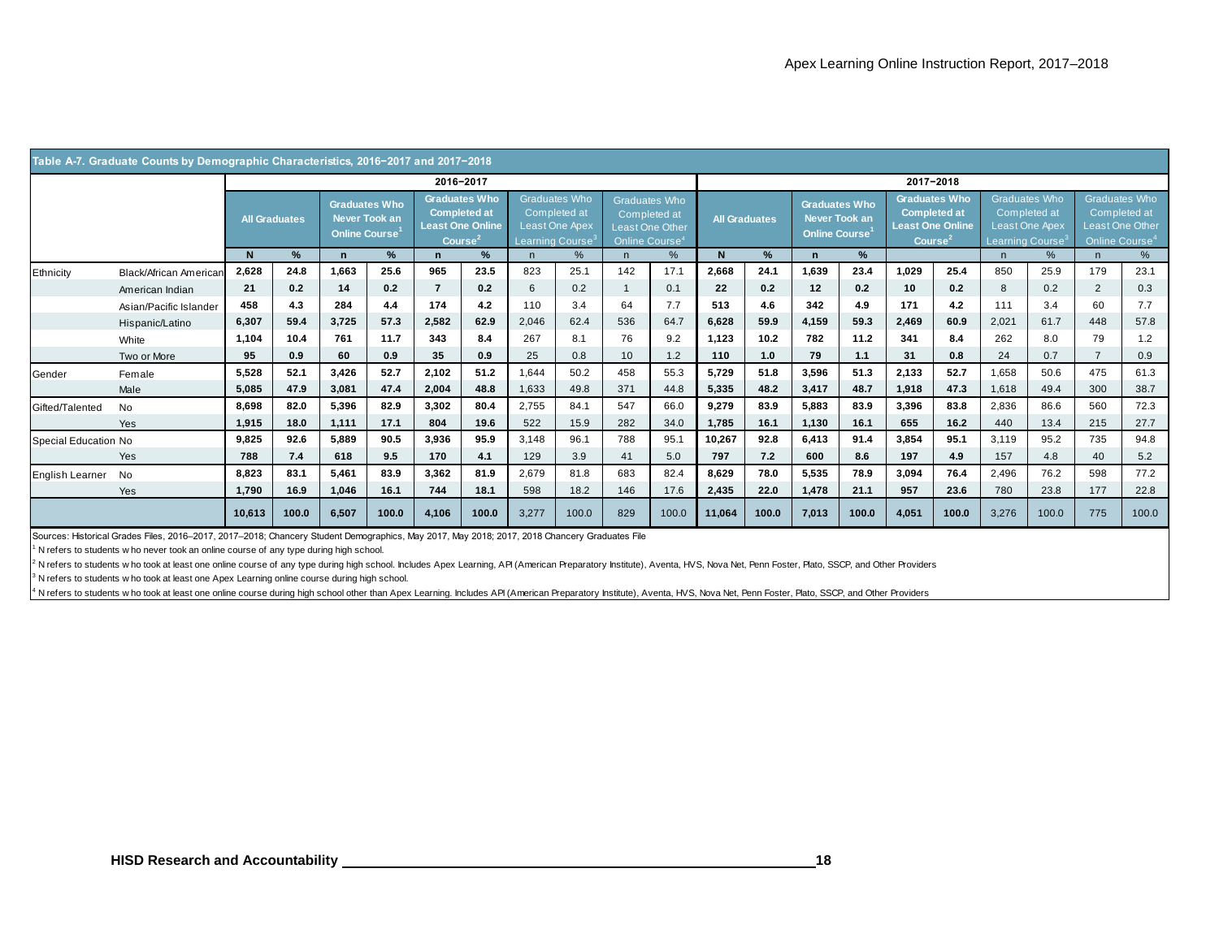**Table A-7. Graduate Counts by Demographic Characteristics, 2016–2017 and 2017–2018**

| | | 2016–2017 | | | | | | | | | | 2017–2018 | | | | | | | | | |
|---|---|---|---|---|---|---|---|---|---|---|---|---|---|---|---|---|---|---|---|---|---|
| | | All Graduates | | Graduates Who Never Took an Online Course[1] | | Graduates Who Completed at Least One Online Course[2] | | Graduates Who Completed at Least One Apex Learning Course[3] | | Graduates Who Completed at Least One Other Online Course[4] | | All Graduates | | Graduates Who Never Took an Online Course[1] | | Graduates Who Completed at Least One Online Course[2] | | Graduates Who Completed at Least One Apex Learning Course[3] | | Graduates Who Completed at Least One Other Online Course[4] | |
| | | N | % | n | % | n | % | n | % | n | % | N | % | n | % | | | n | % | n | % |
| Ethnicity | Black/African American | 2,628 | 24.8 | 1,663 | 25.6 | 965 | 23.5 | 823 | 25.1 | 142 | 17.1 | 2,668 | 24.1 | 1,639 | 23.4 | 1,029 | 25.4 | 850 | 25.9 | 179 | 23.1 |
| | American Indian | 21 | 0.2 | 14 | 0.2 | 7 | 0.2 | 6 | 0.2 | 1 | 0.1 | 22 | 0.2 | 12 | 0.2 | 10 | 0.2 | 8 | 0.2 | 2 | 0.3 |
| | Asian/Pacific Islander | 458 | 4.3 | 284 | 4.4 | 174 | 4.2 | 110 | 3.4 | 64 | 7.7 | 513 | 4.6 | 342 | 4.9 | 171 | 4.2 | 111 | 3.4 | 60 | 7.7 |
| | Hispanic/Latino | 6,307 | 59.4 | 3,725 | 57.3 | 2,582 | 62.9 | 2,046 | 62.4 | 536 | 64.7 | 6,628 | 59.9 | 4,159 | 59.3 | 2,469 | 60.9 | 2,021 | 61.7 | 448 | 57.8 |
| | White | 1,104 | 10.4 | 761 | 11.7 | 343 | 8.4 | 267 | 8.1 | 76 | 9.2 | 1,123 | 10.2 | 782 | 11.2 | 341 | 8.4 | 262 | 8.0 | 79 | 1.2 |
| | Two or More | 95 | 0.9 | 60 | 0.9 | 35 | 0.9 | 25 | 0.8 | 10 | 1.2 | 110 | 1.0 | 79 | 1.1 | 31 | 0.8 | 24 | 0.7 | 7 | 0.9 |
| Gender | Female | 5,528 | 52.1 | 3,426 | 52.7 | 2,102 | 51.2 | 1,644 | 50.2 | 458 | 55.3 | 5,729 | 51.8 | 3,596 | 51.3 | 2,133 | 52.7 | 1,658 | 50.6 | 475 | 61.3 |
| | Male | 5,085 | 47.9 | 3,081 | 47.4 | 2,004 | 48.8 | 1,633 | 49.8 | 371 | 44.8 | 5,335 | 48.2 | 3,417 | 48.7 | 1,918 | 47.3 | 1,618 | 49.4 | 300 | 38.7 |
| Gifted/Talented | No | 8,698 | 82.0 | 5,396 | 82.9 | 3,302 | 80.4 | 2,755 | 84.1 | 547 | 66.0 | 9,279 | 83.9 | 5,883 | 83.9 | 3,396 | 83.8 | 2,836 | 86.6 | 560 | 72.3 |
| | Yes | 1,915 | 18.0 | 1,111 | 17.1 | 804 | 19.6 | 522 | 15.9 | 282 | 34.0 | 1,785 | 16.1 | 1,130 | 16.1 | 655 | 16.2 | 440 | 13.4 | 215 | 27.7 |
| Special Education | No | 9,825 | 92.6 | 5,889 | 90.5 | 3,936 | 95.9 | 3,148 | 96.1 | 788 | 95.1 | 10,267 | 92.8 | 6,413 | 91.4 | 3,854 | 95.1 | 3,119 | 95.2 | 735 | 94.8 |
| | Yes | 788 | 7.4 | 618 | 9.5 | 170 | 4.1 | 129 | 3.9 | 41 | 5.0 | 797 | 7.2 | 600 | 8.6 | 197 | 4.9 | 157 | 4.8 | 40 | 5.2 |
| English Learner | No | 8,823 | 83.1 | 5,461 | 83.9 | 3,362 | 81.9 | 2,679 | 81.8 | 683 | 82.4 | 8,629 | 78.0 | 5,535 | 78.9 | 3,094 | 76.4 | 2,496 | 76.2 | 598 | 77.2 |
| | Yes | 1,790 | 16.9 | 1,046 | 16.1 | 744 | 18.1 | 598 | 18.2 | 146 | 17.6 | 2,435 | 22.0 | 1,478 | 21.1 | 957 | 23.6 | 780 | 23.8 | 177 | 22.8 |
| | | 10,613 | 100.0 | 6,507 | 100.0 | 4,106 | 100.0 | 3,277 | 100.0 | 829 | 100.0 | 11,064 | 100.0 | 7,013 | 100.0 | 4,051 | 100.0 | 3,276 | 100.0 | 775 | 100.0 |

Sources: Historical Grades Files, 2016–2017, 2017–2018; Chancery Student Demographics, May 2017, May 2018; 2017, 2018 Chancery Graduates File

[1] N refers to students who never took an online course of any type during high school.

[2] N refers to students who took at least one online course of any type during high school. Includes Apex Learning, API (American Preparatory Institute), Aventa, HVS, Nova Net, Penn Foster, Plato, SSCP, and Other Providers

[3] N refers to students who took at least one Apex Learning online course during high school.

[4] N refers to students who took at least one online course during high school other than Apex Learning. Includes API (American Preparatory Institute), Aventa, HVS, Nova Net, Penn Foster, Plato, SSCP, and Other Providers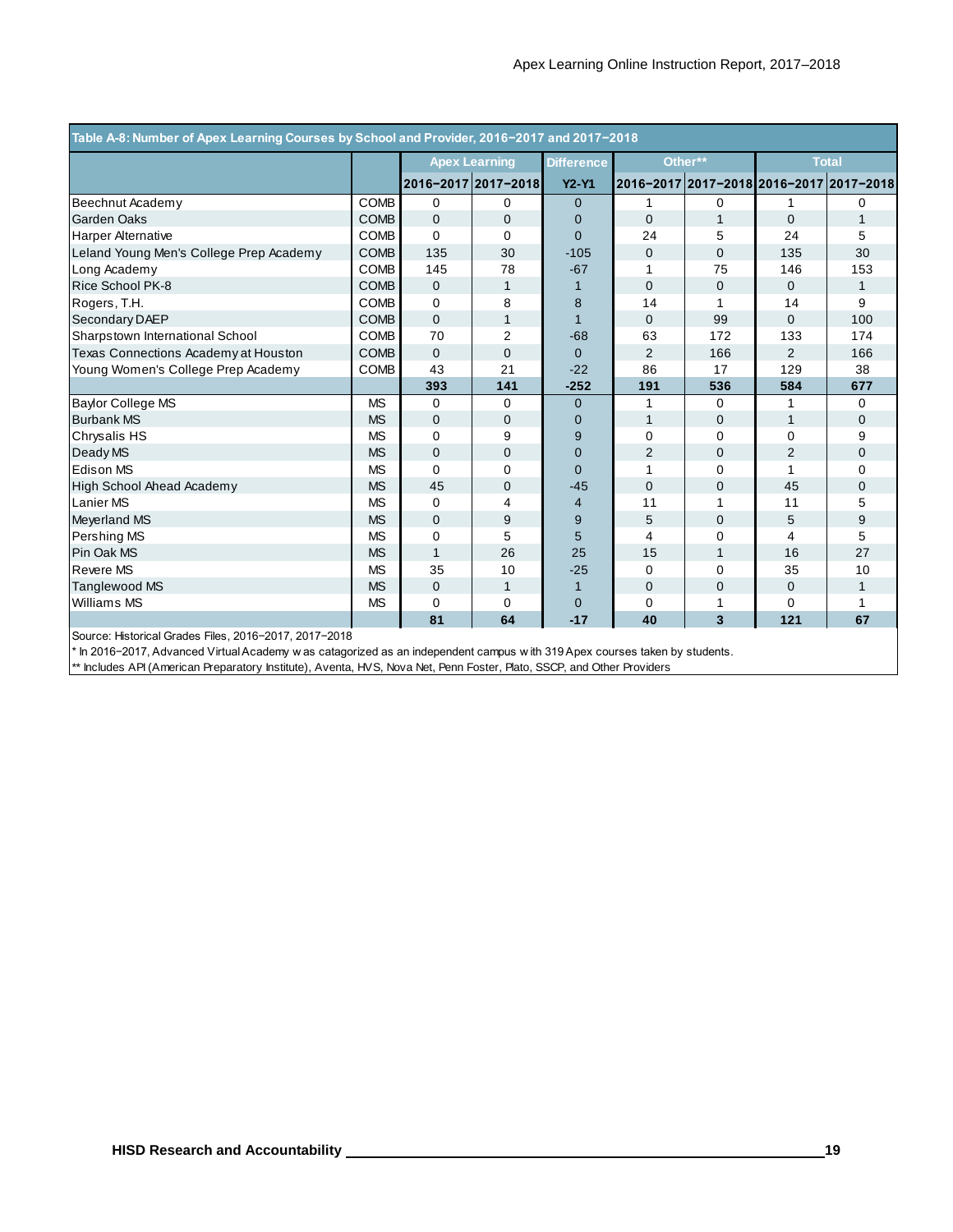**Table A-8: Number of Apex Learning Courses by School and Provider, 2016−2017 and 2017−2018**

| | | Apex Learning | | Difference | Other** | | Total | |
|---|---|---|---|---|---|---|---|---|
| | | 2016−2017 | 2017−2018 | Y2-Y1 | 2016−2017 | 2017−2018 | 2016−2017 | 2017−2018 |
| Beechnut Academy | COMB | 0 | 0 | 0 | 1 | 0 | 1 | 0 |
| Garden Oaks | COMB | 0 | 0 | 0 | 0 | 1 | 0 | 1 |
| Harper Alternative | COMB | 0 | 0 | 0 | 24 | 5 | 24 | 5 |
| Leland Young Men's College Prep Academy | COMB | 135 | 30 | -105 | 0 | 0 | 135 | 30 |
| Long Academy | COMB | 145 | 78 | -67 | 1 | 75 | 146 | 153 |
| Rice School PK-8 | COMB | 0 | 1 | 1 | 0 | 0 | 0 | 1 |
| Rogers, T.H. | COMB | 0 | 8 | 8 | 14 | 1 | 14 | 9 |
| Secondary DAEP | COMB | 0 | 1 | 1 | 0 | 99 | 0 | 100 |
| Sharpstown International School | COMB | 70 | 2 | -68 | 63 | 172 | 133 | 174 |
| Texas Connections Academy at Houston | COMB | 0 | 0 | 0 | 2 | 166 | 2 | 166 |
| Young Women's College Prep Academy | COMB | 43 | 21 | -22 | 86 | 17 | 129 | 38 |
| | | **393** | **141** | **-252** | **191** | **536** | **584** | **677** |
| Baylor College MS | MS | 0 | 0 | 0 | 1 | 0 | 1 | 0 |
| Burbank MS | MS | 0 | 0 | 0 | 1 | 0 | 1 | 0 |
| Chrysalis HS | MS | 0 | 9 | 9 | 0 | 0 | 0 | 9 |
| Deady MS | MS | 0 | 0 | 0 | 2 | 0 | 2 | 0 |
| Edison MS | MS | 0 | 0 | 0 | 1 | 0 | 1 | 0 |
| High School Ahead Academy | MS | 45 | 0 | -45 | 0 | 0 | 45 | 0 |
| Lanier MS | MS | 0 | 4 | 4 | 11 | 1 | 11 | 5 |
| Meyerland MS | MS | 0 | 9 | 9 | 5 | 0 | 5 | 9 |
| Pershing MS | MS | 0 | 5 | 5 | 4 | 0 | 4 | 5 |
| Pin Oak MS | MS | 1 | 26 | 25 | 15 | 1 | 16 | 27 |
| Revere MS | MS | 35 | 10 | -25 | 0 | 0 | 35 | 10 |
| Tanglewood MS | MS | 0 | 1 | 1 | 0 | 0 | 0 | 1 |
| Williams MS | MS | 0 | 0 | 0 | 0 | 1 | 0 | 1 |
| | | **81** | **64** | **-17** | **40** | **3** | **121** | **67** |

Source: Historical Grades Files, 2016−2017, 2017−2018

* In 2016−2017, Advanced Virtual Academy was catagorized as an independent campus with 319 Apex courses taken by students.

** Includes API (American Preparatory Institute), Aventa, HVS, Nova Net, Penn Foster, Plato, SSCP, and Other Providers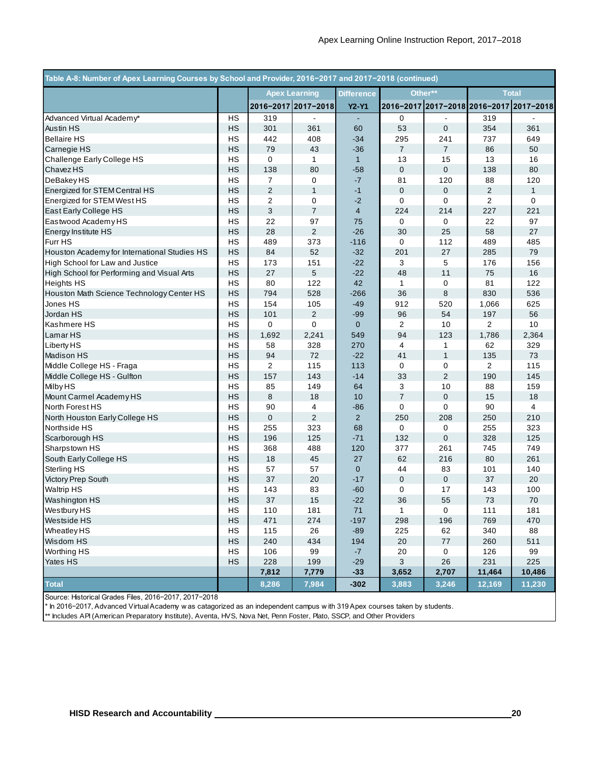| Table A-8: Number of Apex Learning Courses by School and Provider, 2016−2017 and 2017−2018 (continued) | | | | | | | | |
|---|---|---|---|---|---|---|---|---|
| | | Apex Learning | | Difference | Other** | | Total | |
| | | 2016−2017 | 2017−2018 | Y2-Y1 | 2016−2017 | 2017−2018 | 2016−2017 | 2017−2018 |
| Advanced Virtual Academy* | HS | 319 | - | - | 0 | - | 319 | - |
| Austin HS | HS | 301 | 361 | 60 | 53 | 0 | 354 | 361 |
| Bellaire HS | HS | 442 | 408 | -34 | 295 | 241 | 737 | 649 |
| Carnegie HS | HS | 79 | 43 | -36 | 7 | 7 | 86 | 50 |
| Challenge Early College HS | HS | 0 | 1 | 1 | 13 | 15 | 13 | 16 |
| Chavez HS | HS | 138 | 80 | -58 | 0 | 0 | 138 | 80 |
| DeBakey HS | HS | 7 | 0 | -7 | 81 | 120 | 88 | 120 |
| Energized for STEM Central HS | HS | 2 | 1 | -1 | 0 | 0 | 2 | 1 |
| Energized for STEM West HS | HS | 2 | 0 | -2 | 0 | 0 | 2 | 0 |
| East Early College HS | HS | 3 | 7 | 4 | 224 | 214 | 227 | 221 |
| Eastwood Academy HS | HS | 22 | 97 | 75 | 0 | 0 | 22 | 97 |
| Energy Institute HS | HS | 28 | 2 | -26 | 30 | 25 | 58 | 27 |
| Furr HS | HS | 489 | 373 | -116 | 0 | 112 | 489 | 485 |
| Houston Academy for International Studies HS | HS | 84 | 52 | -32 | 201 | 27 | 285 | 79 |
| High School for Law and Justice | HS | 173 | 151 | -22 | 3 | 5 | 176 | 156 |
| High School for Performing and Visual Arts | HS | 27 | 5 | -22 | 48 | 11 | 75 | 16 |
| Heights HS | HS | 80 | 122 | 42 | 1 | 0 | 81 | 122 |
| Houston Math Science Technology Center HS | HS | 794 | 528 | -266 | 36 | 8 | 830 | 536 |
| Jones HS | HS | 154 | 105 | -49 | 912 | 520 | 1,066 | 625 |
| Jordan HS | HS | 101 | 2 | -99 | 96 | 54 | 197 | 56 |
| Kashmere HS | HS | 0 | 0 | 0 | 2 | 10 | 2 | 10 |
| Lamar HS | HS | 1,692 | 2,241 | 549 | 94 | 123 | 1,786 | 2,364 |
| Liberty HS | HS | 58 | 328 | 270 | 4 | 1 | 62 | 329 |
| Madison HS | HS | 94 | 72 | -22 | 41 | 1 | 135 | 73 |
| Middle College HS - Fraga | HS | 2 | 115 | 113 | 0 | 0 | 2 | 115 |
| Middle College HS - Gulfton | HS | 157 | 143 | -14 | 33 | 2 | 190 | 145 |
| Milby HS | HS | 85 | 149 | 64 | 3 | 10 | 88 | 159 |
| Mount Carmel Academy HS | HS | 8 | 18 | 10 | 7 | 0 | 15 | 18 |
| North Forest HS | HS | 90 | 4 | -86 | 0 | 0 | 90 | 4 |
| North Houston Early College HS | HS | 0 | 2 | 2 | 250 | 208 | 250 | 210 |
| Northside HS | HS | 255 | 323 | 68 | 0 | 0 | 255 | 323 |
| Scarborough HS | HS | 196 | 125 | -71 | 132 | 0 | 328 | 125 |
| Sharpstown HS | HS | 368 | 488 | 120 | 377 | 261 | 745 | 749 |
| South Early College HS | HS | 18 | 45 | 27 | 62 | 216 | 80 | 261 |
| Sterling HS | HS | 57 | 57 | 0 | 44 | 83 | 101 | 140 |
| Victory Prep South | HS | 37 | 20 | -17 | 0 | 0 | 37 | 20 |
| Waltrip HS | HS | 143 | 83 | -60 | 0 | 17 | 143 | 100 |
| Washington HS | HS | 37 | 15 | -22 | 36 | 55 | 73 | 70 |
| Westbury HS | HS | 110 | 181 | 71 | 1 | 0 | 111 | 181 |
| Westside HS | HS | 471 | 274 | -197 | 298 | 196 | 769 | 470 |
| Wheatley HS | HS | 115 | 26 | -89 | 225 | 62 | 340 | 88 |
| Wisdom HS | HS | 240 | 434 | 194 | 20 | 77 | 260 | 511 |
| Worthing HS | HS | 106 | 99 | -7 | 20 | 0 | 126 | 99 |
| Yates HS | HS | 228 | 199 | -29 | 3 | 26 | 231 | 225 |
| | | **7,812** | **7,779** | **-33** | **3,652** | **2,707** | **11,464** | **10,486** |
| **Total** | | **8,286** | **7,984** | **-302** | **3,883** | **3,246** | **12,169** | **11,230** |

Source: Historical Grades Files, 2016−2017, 2017−2018

* In 2016−2017, Advanced Virtual Academy was catagorized as an independent campus with 319 Apex courses taken by students.

** Includes API (American Preparatory Institute), Aventa, HVS, Nova Net, Penn Foster, Plato, SSCP, and Other Providers